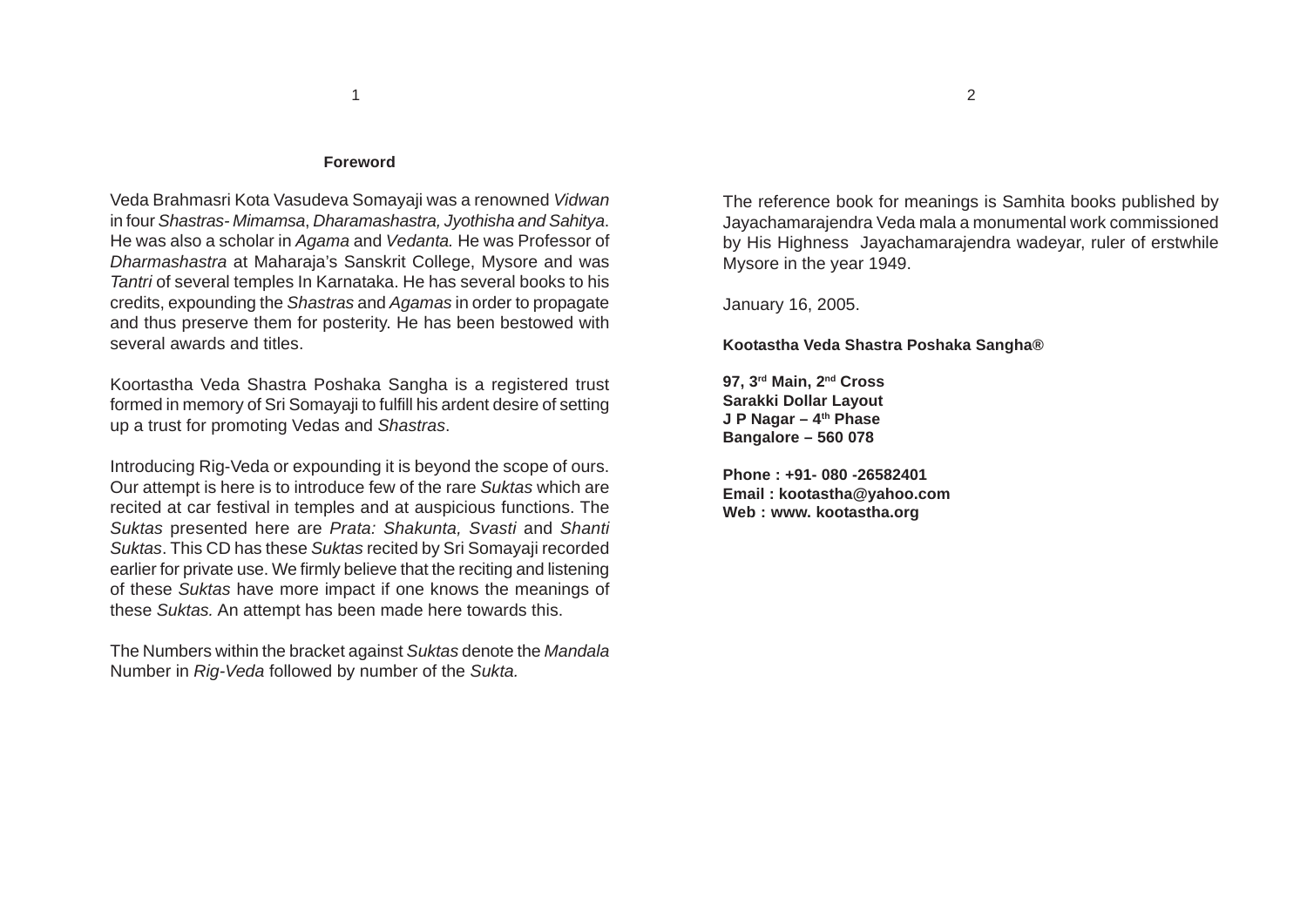## Foreword

Veda Brahmasri Kota Vasudeva Somayaji was a renowned *Vidwan* in four *Shastras- Mimamsa*, *Dharamashastra, Jyothisha and Sahitya*. He was also a scholar in *Agama* and *Vedanta.* He was Professor of *Dharmashastra* at Maharaja's Sanskrit College, Mysore and was *Tantri* of several temples In Karnataka. He has several books to his credits, expounding the *Shastras* and *Agamas* in order to propagate and thus preserve them for posterity. He has been bestowed with several awards and titles.

Koortastha Veda Shastra Poshaka Sangha is a registered trust formed in memory of Sri Somayaji to fulfill his ardent desire of setting up a trust for promoting Vedas and *Shastras*.

Introducing Rig-Veda or expounding it is beyond the scope of ours. Our attempt is here is to introduce few of the rare *Suktas* which are recited at car festival in temples and at auspicious functions. The *Suktas* presented here are *Prata: Shakunta, Svasti* and *Shanti Suktas*. This CD has these *Suktas* recited by Sri Somayaji recorded earlier for private use. We firmly believe that the reciting and listening of these *Suktas* have more impact if one knows the meanings of these *Suktas.* An attempt has been made here towards this.

The Numbers within the bracket against *Suktas* denote the *Mandala* Number in *Rig-Veda* followed by number of the *Sukta.*

The reference book for meanings is Samhita books published by Jayachamarajendra Veda mala a monumental work commissioned by His Highness Jayachamarajendra wadeyar, ruler of erstwhile Mysore in the year 1949.

January 16, 2005.

**Kootastha Veda Shastra Poshaka Sangha®**

**97, 3rd Main, 2nd Cross**
**Sarakki Dollar Layout**
**J P Nagar – 4th Phase**
**Bangalore – 560 078**

**Phone : +91- 080 -26582401**
**Email : kootastha@yahoo.com**
**Web : www. kootastha.org**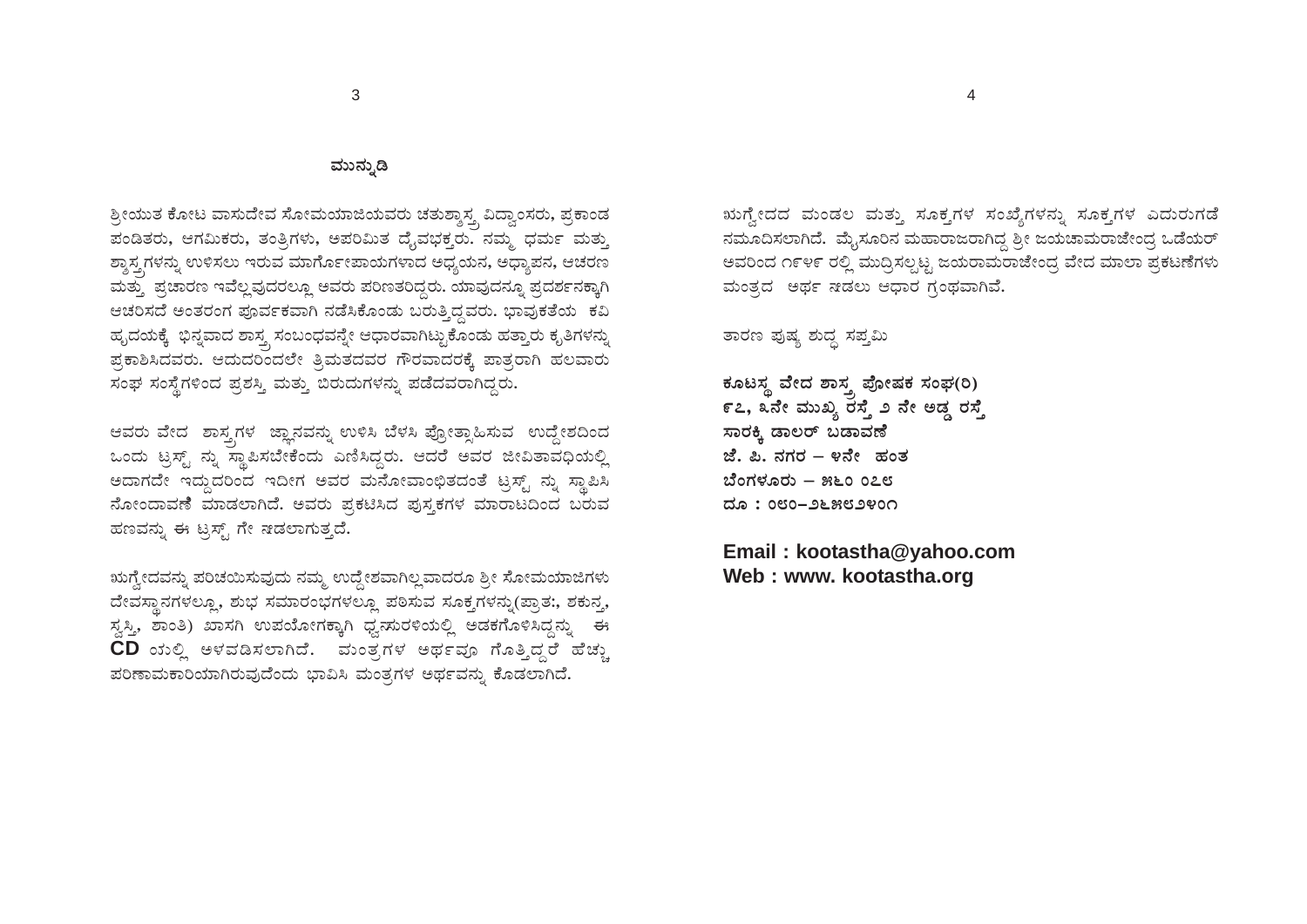# ಮುನ್ನುಡಿ

ಶ್ರೀಯುತ ಕೋಟ ವಾಸುದೇವ ಸೋಮಯಾಜಿಯವರು ಚತುಶ್ಶಾಸ್ತ್ರ ವಿದ್ವಾಂಸರು, ಪ್ರಕಾಂಡ ಪಂಡಿತರು, ಆಗಮಿಕರು, ತಂತ್ರಿಗಳು, ಅಪರಿಮಿತ ದೈವಭಕ್ತರು. ನಮ್ಮ ಧರ್ಮ ಮತ್ತು ಶ್ಶಾಸ್ತ್ರಗಳನ್ನು ಉಳಿಸಲು ಇರುವ ಮಾರ್ಗೋಪಾಯಗಳಾದ ಅಧ್ಯಯನ, ಅಧ್ಯಾಪನ, ಆಚರಣ ಮತ್ತು ಪ್ರಚಾರಣ ಇವೆಲ್ಲವುದರಲ್ಲೂ ಅವರು ಪರಿಣತರಿದ್ದರು. ಯಾವುದನ್ನೂ ಪ್ರದರ್ಶನಕ್ಕಾಗಿ ಆಚರಿಸದೆ ಅಂತರಂಗ ಪೂರ್ವಕವಾಗಿ ನಡೆಸಿಕೊಂಡು ಬರುತ್ತಿದ್ದವರು. ಭಾವುಕತೆಯ ಕವಿ ಹೃದಯಕ್ಕೆ ಭಿನ್ನವಾದ ಶಾಸ್ತ್ರ ಸಂಬಂಧವನ್ನೇ ಆಧಾರವಾಗಿಟ್ಟುಕೊಂಡು ಹತ್ತಾರು ಕೃತಿಗಳನ್ನು ಪ್ರಕಾಶಿಸಿದವರು. ಆದುದರಿಂದಲೇ ತ್ರಿಮತದವರ ಗೌರವಾದರಕ್ಕೆ ಪಾತ್ರರಾಗಿ ಹಲವಾರು ಸಂಘ ಸಂಸ್ಥೆಗಳಿಂದ ಪ್ರಶಸ್ತಿ ಮತ್ತು ಬಿರುದುಗಳನ್ನು ಪಡೆದವರಾಗಿದ್ದರು.

ಆವರು ವೇದ ಶಾಸ್ತ್ರಗಳ ಜ್ಞಾನವನ್ನು ಉಳಿಸಿ ಬೆಳಸಿ ಪ್ರೋತ್ಸಾಹಿಸುವ ಉದ್ದೇಶದಿಂದ ಒಂದು ಟ್ರಸ್ಟ್ ನ್ನು ಸ್ಥಾಪಿಸಬೇಕೆಂದು ಎಣಿಸಿದ್ದರು. ಆದರೆ ಅವರ ಜೀವಿತಾವಧಿಯಲ್ಲಿ ಅದಾಗದೇ ಇದ್ದುದರಿಂದ ಇದೀಗ ಅವರ ಮನೋವಾಂಛಿತದಂತೆ ಟ್ರಸ್ಟ್ ನ್ನು ಸ್ಥಾಪಿಸಿ ನೋಂದಾವಣಿ ಮಾಡಲಾಗಿದೆ. ಅವರು ಪ್ರಕಟಿಸಿದ ಪುಸ್ತಕಗಳ ಮಾರಾಟದಿಂದ ಬರುವ ಹಣವನ್ನು ಈ ಟ್ರಸ್ಟ್ ಗೇ ಸಡಲಾಗುತ್ತದೆ.

ಋಗ್ವೇದವನ್ನು ಪರಿಚಯಿಸುವುದು ನಮ್ಮ ಉದ್ದೇಶವಾಗಿಲ್ಲವಾದರೂ ಶ್ರೀ ಸೋಮಯಾಜಿಗಳು ದೇವಸ್ಥಾನಗಳಲ್ಲೂ, ಶುಭ ಸಮಾರಂಭಗಳಲ್ಲೂ ಪಠಿಸುವ ಸೂಕ್ತಗಳನ್ನು(ಪ್ರಾತ:, ಶಕುನ್ತ, ಸ್ವಸ್ತಿ, ಶಾಂತಿ) ಖಾಸಗಿ ಉಪಯೋಗಕ್ಕಾಗಿ ಧ್ವನಿಸುರಳಿಯಲ್ಲಿ ಅಡಕಗೊಳಿಸಿದ್ದನ್ನು ಈ **CD** ಯಲ್ಲಿ ಅಳವಡಿಸಲಾಗಿದೆ. ಮಂತ್ರಗಳ ಅರ್ಥವೂ ಗೊತ್ತಿದ್ದರೆ ಹೆಚ್ಚು ಪರಿಣಾಮಕಾರಿಯಾಗಿರುವುದೆಂದು ಭಾವಿಸಿ ಮಂತ್ರಗಳ ಅರ್ಥವನ್ನು ಕೊಡಲಾಗಿದೆ.

ಋಗ್ವೇದದ ಮಂಡಲ ಮತ್ತು ಸೂಕ್ತಗಳ ಸಂಖ್ಯೆಗಳನ್ನು ಸೂಕ್ತಗಳ ಎದುರುಗಡೆ ನಮೂದಿಸಲಾಗಿದೆ. ಮೈಸೂರಿನ ಮಹಾರಾಜರಾಗಿದ್ದ ಶ್ರೀ ಜಯಚಾಮರಾಜೇಂದ್ರ ಒಡೆಯರ್ ಅವರಿಂದ ೧೯೪೫ ರಲ್ಲಿ ಮುದ್ರಿಸಲ್ಪಟ್ಟ ಜಯರಾಮರಾಜೇಂದ್ರ ವೇದ ಮಾಲಾ ಪ್ರಕಟಣೆಗಳು ಮಂತ್ರದ ಅರ್ಥ ಸಡಲು ಆಧಾರ ಗ್ರಂಥವಾಗಿವೆ.

ತಾರಣ ಪುಷ್ಯ ಶುದ್ಧ ಸಪ್ತಮಿ

**ಕೂಟಸ್ಥ ವೇದ ಶಾಸ್ತ್ರ ಪೋಷಕ ಸಂಘ(ರಿ)**
**೯೭, ೩ನೇ ಮುಖ್ಯ ರಸ್ತೆ ೨ ನೇ ಅಡ್ಡ ರಸ್ತೆ**
**ಸಾರಕ್ಕಿ ಡಾಲರ್ ಬಡಾವಣೆ**
**ಜೆ. ಪಿ. ನಗರ – ೪ನೇ ಹಂತ**
**ಬೆಂಗಳೂರು – ೫೬೦ ೦೭೮**
**ದೂ : ೦೮೦–೨೬೫೮೨೪೦೧**

**Email : kootastha@yahoo.com**
**Web : www. kootastha.org**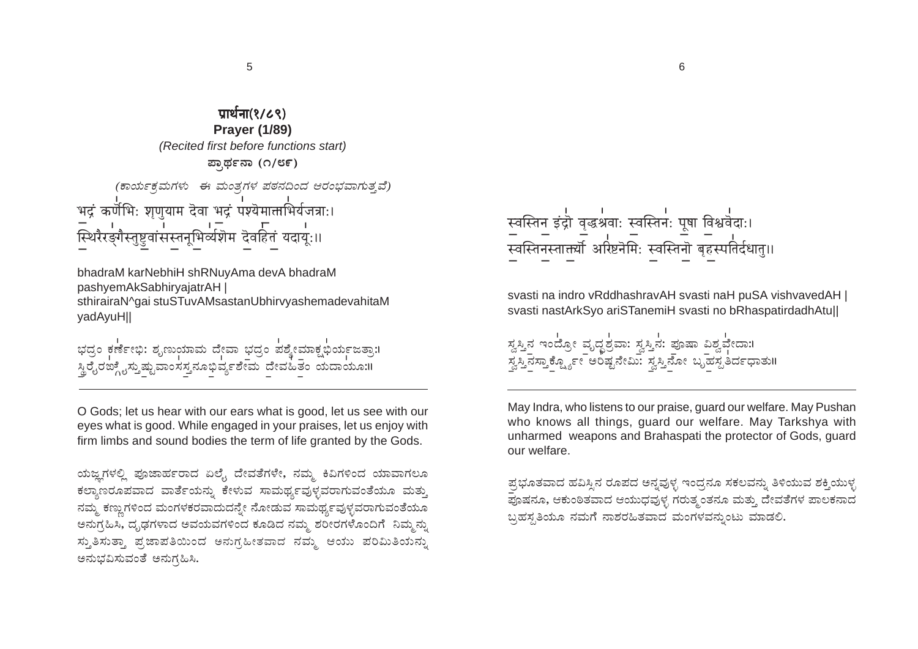# प्रार्थना(१/८९)

## Prayer (1/89)

*(Recited first before functions start)*

**ಪ್ರಾರ್ಥನಾ (೧/೮೯)**

*(ಕಾರ್ಯಕ್ರಮಗಳು ಈ ಮಂತ್ರಗಳ ಪಠನದಿಂದ ಆರಂಭವಾಗುತ್ತವೆ)*

भद्रं कर्णेभिः शृणुयाम देवा भद्रं पश्येमाक्षभिर्यजत्राः।
स्थिरैरङ्गैस्तुष्टुवांसस्तनूभिर्व्यशेम देवहितं यदायुः॥

bhadraM karNebhiH shRNuyAma devA bhadraM pashyemAkSabhiryajatrAH |
sthirairaN^gai stuSTuvAMsastanUbhirvyashemadevahitaM yadAyuH||

ಭದ್ರಂ ಕರ್ಣೇಭಿಃ ಶೃಣುಯಾಮ ದೇವಾ ಭದ್ರಂ ಪಶ್ಯೇಮಾಕ್ಷಭಿರ್ಯಜತ್ರಾಃ।
ಸ್ಥಿರೈರಙ್ಗೈಸ್ತುಷ್ಟುವಾಂಸಸ್ತನೂಭಿರ್ವ್ಯಶೇಮ ದೇವಹಿತಂ ಯದಾಯೂಃ॥

---

O Gods; let us hear with our ears what is good, let us see with our eyes what is good. While engaged in your praises, let us enjoy with firm limbs and sound bodies the term of life granted by the Gods.

ಯಜ್ಞಗಳಲ್ಲಿ ಪೂಜಾರ್ಹರಾದ ಏಲೈ ದೇವತೆಗಳೇ, ನಮ್ಮ ಕಿವಿಗಳಿಂದ ಯಾವಾಗಲೂ ಕಲ್ಯಾಣರೂಪವಾದ ವಾರ್ತೆಯನ್ನು ಕೇಳುವ ಸಾಮರ್ಥ್ಯವುಳ್ಳವರಾಗುವಂತೆಯೂ ಮತ್ತು ನಮ್ಮ ಕಣ್ಣುಗಳಿಂದ ಮಂಗಳಕರವಾದುದನ್ನೇ ನೋಡುವ ಸಾಮರ್ಥ್ಯವುಳ್ಳವರಾಗುವಂತೆಯೂ ಅನುಗ್ರಹಿಸಿ, ದೃಢಗಳಾದ ಅವಯವಗಳಿಂದ ಕೂಡಿದ ನಮ್ಮ ಶರೀರಗಳೊಂದಿಗೆ ನಿಮ್ಮನ್ನು ಸ್ತುತಿಸುತ್ತಾ ಪ್ರಜಾಪತಿಯಿಂದ ಅನುಗ್ರಹೀತವಾದ ನಮ್ಮ ಆಯು ಪರಿಮಿತಿಯನ್ನು ಅನುಭವಿಸುವಂತೆ ಅನುಗ್ರಹಿಸಿ.

स्वस्तिन इंद्रो वृद्धश्रवाः स्वस्तिनः पूषा विश्ववेदाः।
स्वस्तिनस्तार्क्ष्यो अरिष्टनेमिः स्वस्तिनो बृहस्पतिर्दधातु॥

svasti na indro vRddhashravAH svasti naH puSA vishvavedAH |
svasti nastArkSyo ariSTanemiH svasti no bRhaspatirdadhAtu||

ಸ್ವಸ್ತಿನ ಇಂದ್ರೋ ವೃದ್ಧಶ್ರವಾಃ ಸ್ವಸ್ತಿನಃ ಪೂಷಾ ವಿಶ್ವವೇದಾಃ।
ಸ್ವಸ್ತಿನಸ್ತಾರ್ಕ್ಷ್ಯೋ ಅರಿಷ್ಟನೇಮಿಃ ಸ್ವಸ್ತಿನೋ ಬೃಹಸ್ಪತಿರ್ದಧಾತು॥

---

May Indra, who listens to our praise, guard our welfare. May Pushan who knows all things, guard our welfare. May Tarkshya with unharmed weapons and Brahaspati the protector of Gods, guard our welfare.

ಪ್ರಭೂತವಾದ ಹವಿಸ್ಸಿನ ರೂಪದ ಅನ್ನವುಳ್ಳ ಇಂದ್ರನೂ ಸಕಲವನ್ನು ತಿಳಿಯುವ ಶಕ್ತಿಯುಳ್ಳ ಪೂಷನೂ, ಆಕುಂಠಿತವಾದ ಆಯುಧವುಳ್ಳ ಗರುತ್ಮಂತನೂ ಮತ್ತು ದೇವತೆಗಳ ಪಾಲಕನಾದ ಬ್ರಹಸ್ಪತಿಯೂ ನಮಗೆ ನಾಶರಹಿತವಾದ ಮಂಗಳವನ್ನುಂಟು ಮಾಡಲಿ.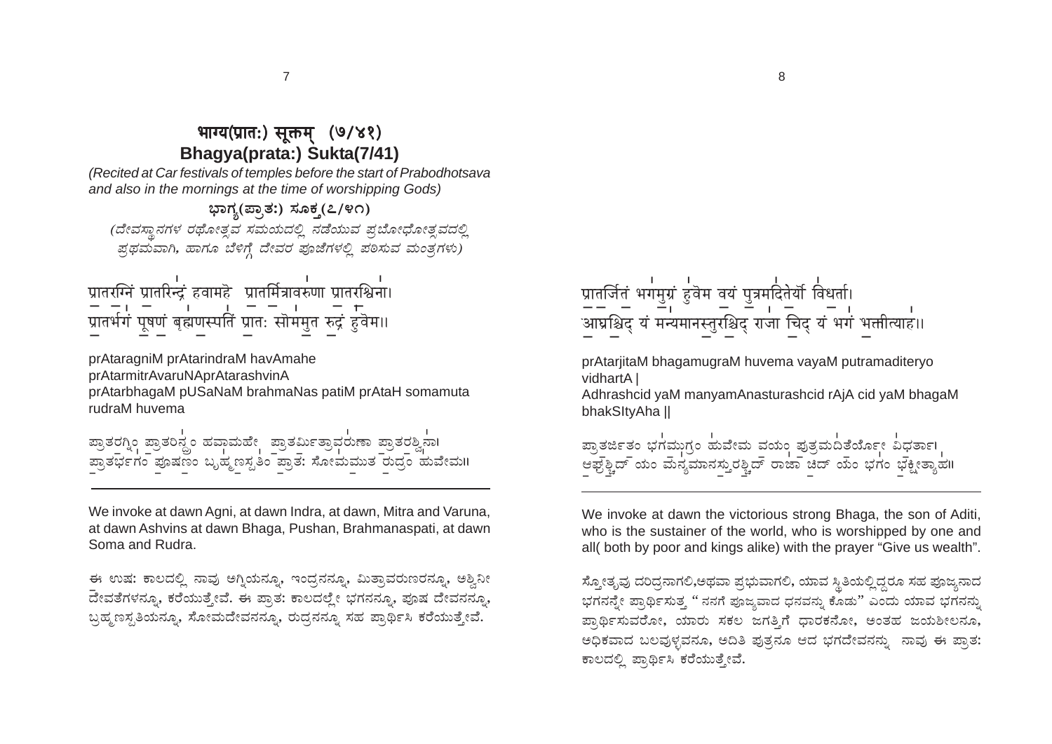# भाग्य(प्रात:) सूक्तम् (७/४१)
## Bhagya(prata:) Sukta(7/41)

*(Recited at Car festivals of temples before the start of Prabodhotsava and also in the mornings at the time of worshipping Gods)*

**ಭಾಗ್ಯ(ಪ್ರಾತ:) ಸೂಕ್ತ(೭/೪೧)**

*(ದೇವಸ್ಥಾನಗಳ ರಥೋತ್ಸವ ಸಮಯದಲ್ಲಿ ನಡೆಯುವ ಪ್ರಬೋಧೋತ್ಸವದಲ್ಲಿ ಪ್ರಥಮವಾಗಿ, ಹಾಗೂ ಬೆಳಿಗ್ಗೆ ದೇವರ ಪೂಜೆಗಳಲ್ಲಿ ಪಠಿಸುವ ಮಂತ್ರಗಳು)*

प्रातरग्निं प्रातरिन्द्रं हवामहे प्रातर्मित्रावरुणा प्रातरश्विना।
प्रातर्भगं पूषणं बृह्मणस्पतिं प्रातः सोममुत रुद्रं हुवेम॥

prAtaragniM prAtarindraM havAmahe
prAtarmitrAvaruNAprAtarashvinA
prAtarbhagaM pUSaNaM brahmaNas patiM prAtaH somamuta rudraM huvema

ಪ್ರಾತರಗ್ನಿಂ ಪ್ರಾತರಿನ್ದ್ರಂ ಹವಾಮಹೇ ಪ್ರಾತರ್ಮಿತ್ರಾವರುಣಾ ಪ್ರಾತರಶ್ವಿನಾ।
ಪ್ರಾತರ್ಭಗಂ ಪೂಷಣಂ ಬೃಹ್ಮಣಸ್ಪತಿಂ ಪ್ರಾತ: ಸೋಮಮುತ ರುದ್ರಂ ಹುವೇಮ॥

---

We invoke at dawn Agni, at dawn Indra, at dawn, Mitra and Varuna, at dawn Ashvins at dawn Bhaga, Pushan, Brahmanaspati, at dawn Soma and Rudra.

ಈ ಉಷ: ಕಾಲದಲ್ಲಿ ನಾವು ಅಗ್ನಿಯನ್ನೂ, ಇಂದ್ರನನ್ನೂ, ಮಿತ್ರಾವರುಣರನ್ನೂ, ಆಶ್ವಿನೀ ದೇವತೆಗಳನ್ನೂ, ಕರೆಯುತ್ತೇವೆ. ಈ ಪ್ರಾತ: ಕಾಲದಲ್ಲೇ ಭಗನನ್ನೂ, ಪೂಷ ದೇವನನ್ನೂ, ಬ್ರಹ್ಮಣಸ್ಪತಿಯನ್ನೂ, ಸೋಮದೇವನನ್ನೂ, ರುದ್ರನನ್ನೂ ಸಹ ಪ್ರಾರ್ಥಿಸಿ ಕರೆಯುತ್ತೇವೆ.

प्रातर्जितं भगमुग्रं हुवेम वयं पुत्रमदितेर्यो विधर्ता।
आघ्रश्चिद् यं मन्यमानस्तुरश्चिद् राजा चिद् यं भगं भक्षीत्याह॥

prAtarjitaM bhagamugraM huvema vayaM putramaditeryo vidhartA |
Adhrashcid yaM manyamAnasturashcid rAjA cid yaM bhagaM bhakSItyAha ||

ಪ್ರಾತರ್ಜಿತಂ ಭಗಮುಗ್ರಂ ಹುವೇಮ ವಯಂ ಪುತ್ರಮದಿತೆರ್ಯೋ ವಿಧರ್ತಾ।
ಆಘ್ರಶ್ಚಿದ್ ಯಂ ಮನ್ಯಮಾನಸ್ತುರಶ್ಚಿದ್ ರಾಜಾ ಚಿದ್ ಯಂ ಭಗಂ ಭಕ್ಷೀತ್ಯಾಹ॥

---

We invoke at dawn the victorious strong Bhaga, the son of Aditi, who is the sustainer of the world, who is worshipped by one and all( both by poor and kings alike) with the prayer "Give us wealth".

ಸ್ತೋತೃವು ದರಿದ್ರನಾಗಲಿ,ಅಥವಾ ಪ್ರಭುವಾಗಲಿ, ಯಾವ ಸ್ಥಿತಿಯಲ್ಲಿದ್ದರೂ ಸಹ ಪೂಜ್ಯನಾದ ಭಗನನ್ನೇ ಪ್ರಾರ್ಥಿಸುತ್ತ " ನನಗೆ ಪೂಜ್ಯವಾದ ಧನವನ್ನು ಕೊಡು" ಎಂದು ಯಾವ ಭಗನನ್ನು ಪ್ರಾರ್ಥಿಸುವರೋ, ಯಾರು ಸಕಲ ಜಗತ್ತಿಗೆ ಧಾರಕನೋ, ಅಂತಹ ಜಯಶೀಲನೂ, ಅಧಿಕವಾದ ಬಲವುಳ್ಳವನೂ, ಅದಿತಿ ಪುತ್ರನೂ ಆದ ಭಗದೇವನನ್ನು ನಾವು ಈ ಪ್ರಾತ: ಕಾಲದಲ್ಲಿ ಪ್ರಾರ್ಥಿಸಿ ಕರೆಯುತ್ತೇವೆ.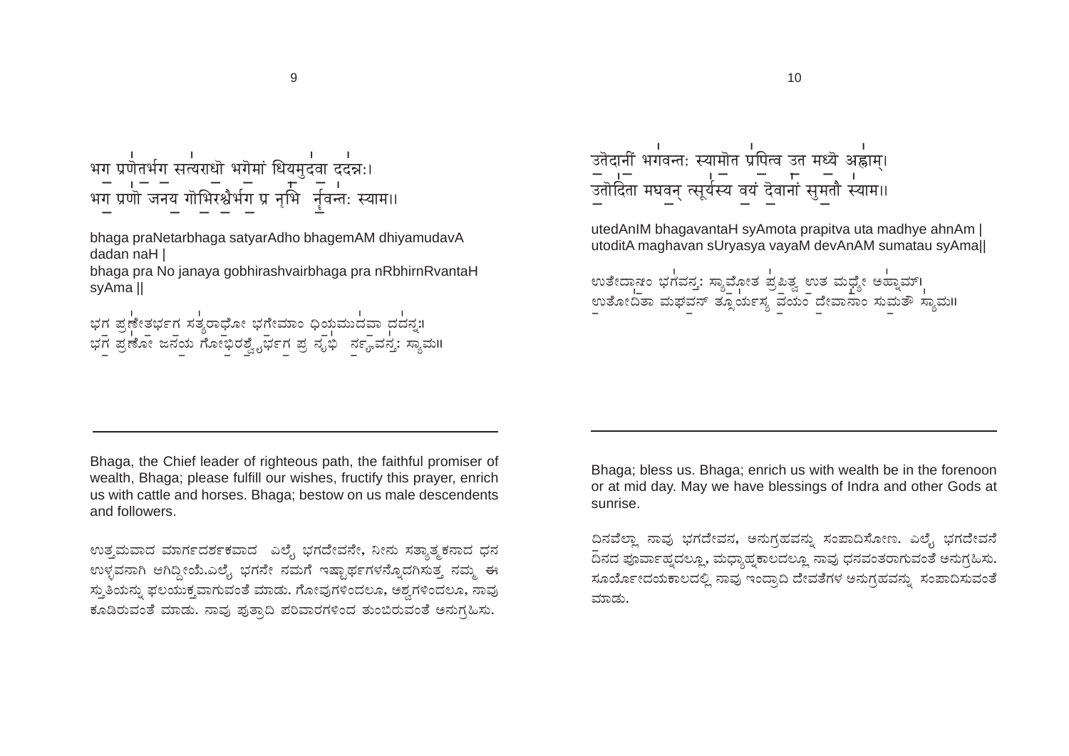भग प्रणेतर्भग सत्यराधो भगेमां धियमुदवा ददन्नः।
भग प्रणो जनय गोभिरश्वैर्भग प्र नृभि नृवन्तः स्याम॥

bhaga praNetarbhaga satyarAdho bhagemAM dhiyamudavA dadan naH |
bhaga pra No janaya gobhirashvairbhaga pra nRbhirnRvantaH syAma ||

ಭಗ ಪ್ರಣೇತರ್ಭಗ ಸತ್ಯರಾಧೋ ಭಗೇಮಾಂ ಧಿಯಮುದವಾ ದದನ್ನಃ।
ಭಗ ಪ್ರಣೋ ಜನಯ ಗೋಭಿರಶ್ವೈರ್ಭಗ ಪ್ರ ನೃಭಿ ನರ್ನ್ಯಾವನ್ತಃ ಸ್ಯಾಮ॥

---

Bhaga, the Chief leader of righteous path, the faithful promiser of wealth, Bhaga; please fulfill our wishes, fructify this prayer, enrich us with cattle and horses. Bhaga; bestow on us male descendents and followers.

ಉತ್ತಮವಾದ ಮಾರ್ಗದರ್ಶಕವಾದ ಎಲೈ ಭಗದೇವನೇ, ನೀನು ಸತ್ಯಾತ್ಮಕನಾದ ಧನ ಉಳ್ಳವನಾಗಿ ಆಗಿದ್ದೀಯೆ.ಎಲೈ ಭಗನೇ ನಮಗೆ ಇಷ್ಟಾರ್ಥಗಳನ್ನೊದಗಿಸುತ್ತ ನಮ್ಮ ಈ ಸ್ತುತಿಯನ್ನು ಫಲಯುಕ್ತವಾಗುವಂತೆ ಮಾಡು. ಗೋವುಗಳಿಂದಲೂ, ಅಶ್ವಗಳಿಂದಲೂ, ನಾವು ಕೂಡಿರುವಂತೆ ಮಾಡು. ನಾವು ಪುತ್ರಾದಿ ಪರಿವಾರಗಳಿಂದ ತುಂಬಿರುವಂತೆ ಅನುಗ್ರಹಿಸು.

उतेदानीं भगवन्तः स्यामोत प्रपित्व उत मध्ये अह्नाम्।
उतोदिता मघवन् त्सूर्यस्य वयं देवानां सुमतौ स्याम॥

utedAnIM bhagavantaH syAmota prapitva uta madhye ahnAm |
utoditA maghavan sUryasya vayaM devAnAM sumatau syAma||

ಉತೇದಾನೀಂ ಭಗವನ್ತಃ ಸ್ಯಾಮೋತ ಪ್ರಪಿತ್ವ ಉತ ಮಧ್ಯೇ ಅಹ್ನಾಮ್।
ಉತೋದಿತಾ ಮಘವನ್ ತ್ಸೂರ್ಯಸ್ಯ ವಯಂ ದೇವಾನಾಂ ಸುಮತೌ ಸ್ಯಾಮ॥

---

Bhaga; bless us. Bhaga; enrich us with wealth be in the forenoon or at mid day. May we have blessings of Indra and other Gods at sunrise.

ದಿನವೆಲ್ಲಾ ನಾವು ಭಗದೇವನ, ಅನುಗ್ರಹವನ್ನು ಸಂಪಾದಿಸೋಣ. ಎಲೈ ಭಗದೇವನೆ ದಿನದ ಪೂರ್ವಾಹ್ನದಲ್ಲೂ, ಮಧ್ಯಾಹ್ನಕಾಲದಲ್ಲೂ ನಾವು ಧನವಂತರಾಗುವಂತೆ ಅನುಗ್ರಹಿಸು. ಸೂರ್ಯೋದಯಕಾಲದಲ್ಲಿ ನಾವು ಇಂದ್ರಾದಿ ದೇವತೆಗಳ ಅನುಗ್ರಹವನ್ನು ಸಂಪಾದಿಸುವಂತೆ ಮಾಡು.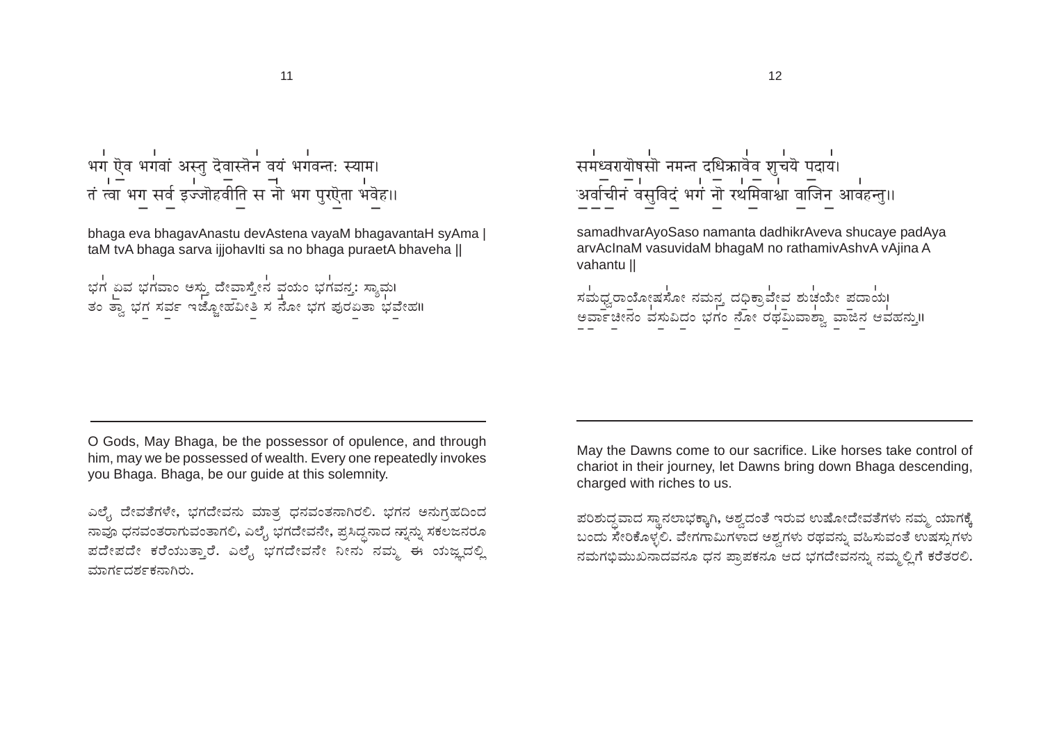भग ऐव भगवां अस्तु देवास्तेन वयं भगवन्तः स्याम।
तं त्वा भग सर्व इज्जोहवीति स नो भग पुरऐता भवेह॥

bhaga eva bhagavAnastu devAstena vayaM bhagavantaH syAma |
taM tvA bhaga sarva ijjohavIti sa no bhaga puraetA bhaveha ||

ಭಗ ಏವ ಭಗವಾಂ ಅಸ್ತು ದೇವಾಸ್ತೇನ ವಯಂ ಭಗವನ್ತಃ ಸ್ಯಾಮ।
ತಂ ತ್ವಾ ಭಗ ಸರ್ವ ಇಜ್ಜೋಹವೀತಿ ಸ ನೋ ಭಗ ಪುರಏತಾ ಭವೇಹ॥

---

O Gods, May Bhaga, be the possessor of opulence, and through him, may we be possessed of wealth. Every one repeatedly invokes you Bhaga. Bhaga, be our guide at this solemnity.

ಎಲೈ ದೇವತೆಗಳೇ, ಭಗದೇವನು ಮಾತ್ರ ಧನವಂತನಾಗಿರಲಿ. ಭಗನ ಅನುಗ್ರಹದಿಂದ ನಾವೂ ಧನವಂತರಾಗುವಂತಾಗಲಿ, ಎಲೈ ಭಗದೇವನೇ, ಪ್ರಸಿದ್ಧನಾದ ನ್ನನ್ನು ಸಕಲಜನರೂ ಪದೇಪದೇ ಕರೆಯುತ್ತಾರೆ. ಎಲೈ ಭಗದೇವನೇ ನೀನು ನಮ್ಮ ಈ ಯಜ್ಞದಲ್ಲಿ ಮಾರ್ಗದರ್ಶಕನಾಗಿರು.

समध्वरायोषसो नमन्त दधिक्रावेव शुचये पदाय।
अर्वाचीनं वसुविदं भगं नो रथमिवाश्वा वाजिन आवहन्तु॥

samadhvarAyoSaso namanta dadhikrAveva shucaye padAya
arvAcInaM vasuvidaM bhagaM no rathamivAshvA vAjina A vahantu ||

ಸಮಧ್ವರಾಯೋಷಸೋ ನಮನ್ತ ದಧಿಕ್ರಾವೇವ ಶುಚಯೇ ಪದಾಯ।
ಅರ್ವಾಚೀನಂ ವಸುವಿದಂ ಭಗಂ ನೋ ರಥಮಿವಾಶ್ವಾ ವಾಜಿನ ಆವಹನ್ತು॥

---

May the Dawns come to our sacrifice. Like horses take control of chariot in their journey, let Dawns bring down Bhaga descending, charged with riches to us.

ಪರಿಶುದ್ಧವಾದ ಸ್ಥಾನಲಾಭಕ್ಕಾಗಿ, ಅಶ್ವದಂತೆ ಇರುವ ಉಷೋದೇವತೆಗಳು ನಮ್ಮ ಯಾಗಕ್ಕೆ ಬಂದು ಸೇರಿಕೊಳ್ಳಲಿ. ವೇಗಗಾಮಿಗಳಾದ ಅಶ್ವಗಳು ರಥವನ್ನು ವಹಿಸುವಂತೆ ಉಷಸ್ಸುಗಳು ನಮಗಭಿಮುಖನಾದವನೂ ಧನ ಪ್ರಾಪಕನೂ ಆದ ಭಗದೇವನನ್ನು ನಮ್ಮಲ್ಲಿಗೆ ಕರೆತರಲಿ.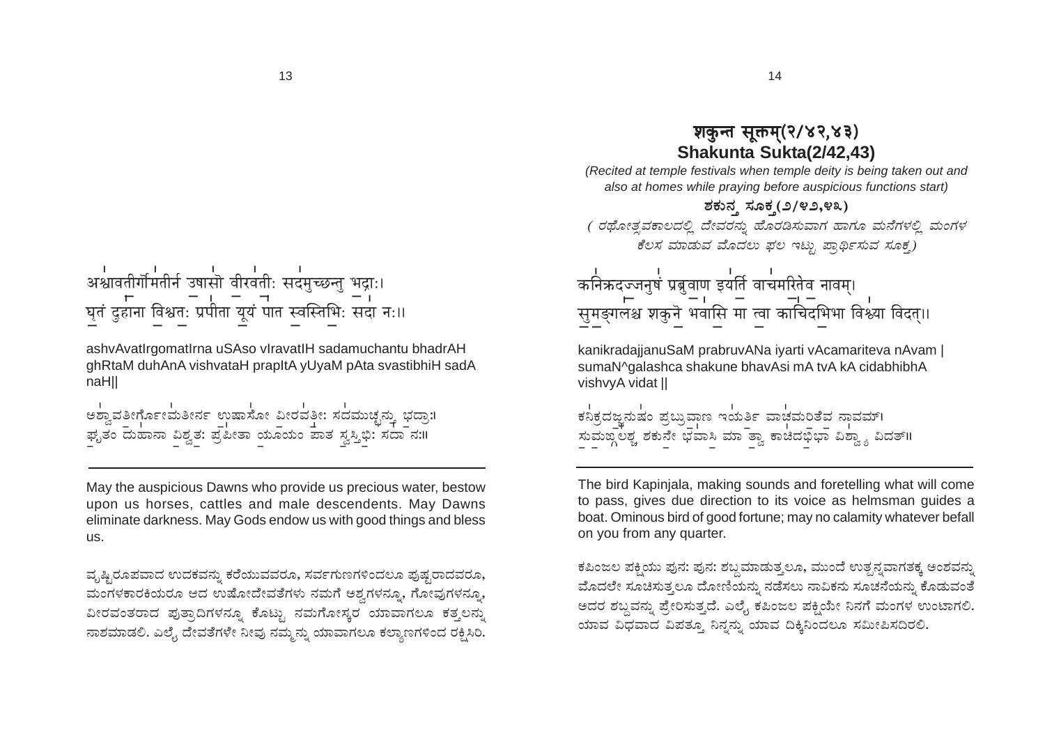अश्वावतीर्गोमतीर्न उषासो वीरवतीः सदमुच्छन्तु भद्राः।
घृतं दुहाना विश्वतः प्रपीता यूयं पात स्वस्तिभिः सदा नः॥

ashvAvatIrgomatIrna uSAso vIravatIH sadamuchantu bhadrAH ghRtaM duhAnA vishvataH prapItA yUyaM pAta svastibhiH sadA naH||

ಅಶ್ವಾವತೀರ್ಗೋಮತೀರ್ನ ಉಷಾಸೋ ವೀರವತೀಃ ಸದಮುಚ್ಛನ್ತು ಭದ್ರಾಃ।
ಘೃತಂ ದುಹಾನಾ ವಿಶ್ವತಃ ಪ್ರಪೀತಾ ಯೂಯಂ ಪಾತ ಸ್ವಸ್ತಿಭಿಃ ಸದಾ ನಃ॥

---

May the auspicious Dawns who provide us precious water, bestow upon us horses, cattles and male descendents. May Dawns eliminate darkness. May Gods endow us with good things and bless us.

ವೃಷ್ಟಿರೂಪವಾದ ಉದಕವನ್ನು ಕರೆಯುವವರೂ, ಸರ್ವಗುಣಗಳಿಂದಲೂ ಪುಷ್ಟರಾದವರೂ, ಮಂಗಳಕಾರಕಿಯರೂ ಆದ ಉಷೋದೇವತೆಗಳು ನಮಗೆ ಅಶ್ವಗಳನ್ನೂ, ಗೋವುಗಳನ್ನೂ, ವೀರವಂತರಾದ ಪುತ್ರಾದಿಗಳನ್ನೂ ಕೊಟ್ಟು ನಮಗೋಸ್ಕರ ಯಾವಾಗಲೂ ಕತ್ತಲನ್ನು ನಾಶಮಾಡಲಿ. ಎಲೈ ದೇವತೆಗಳೇ ನೀವು ನಮ್ಮನ್ನು ಯಾವಾಗಲೂ ಕಲ್ಯಾಣಗಳಿಂದ ರಕ್ಷಿಸಿರಿ.

# शकुन्त सूक्तम्(२/४२,४३)
# Shakunta Sukta(2/42,43)

*(Recited at temple festivals when temple deity is being taken out and also at homes while praying before auspicious functions start)*

## ಶಕುನ್ತ ಸೂಕ್ತ(೨/೪೨,೪೩)

*( ರಥೋತ್ಸವಕಾಲದಲ್ಲಿ ದೇವರನ್ನು ಹೊರಡಿಸುವಾಗ ಹಾಗೂ ಮನೆಗಳಲ್ಲಿ ಮಂಗಳ ಕೆಲಸ ಮಾಡುವ ಮೊದಲು ಫಲ ಇಟ್ಟು ಪ್ರಾರ್ಥಿಸುವ ಸೂಕ್ತ)*

कनिक्रदज्जनुषं प्रब्रुवाण इयर्ति वाचमरितेव नावम्।
सुमङ्गलश्च शकुने भवासि मा त्वा काचिदभिभा विश्व्या विदत्॥

kanikradajjanuSaM prabruvANa iyarti vAcamariteva nAvam | sumaN^galashca shakune bhavAsi mA tvA kA cidabhibhA vishvyA vidat ||

ಕನಿಕ್ರದಜ್ಜನುಷಂ ಪ್ರಬ್ರುವಾಣ ಇಯರ್ತಿ ವಾಚಮರಿತೇವ ನಾವಮ್।
ಸುಮಙ್ಗಲಶ್ಚ ಶಕುನೇ ಭವಾಸಿ ಮಾ ತ್ವಾ ಕಾಚಿದಭಿಭಾ ವಿಶ್ವ್ಯಾ ವಿದತ್॥

---

The bird Kapinjala, making sounds and foretelling what will come to pass, gives due direction to its voice as helmsman guides a boat. Ominous bird of good fortune; may no calamity whatever befall on you from any quarter.

ಕಪಿಂಜಲ ಪಕ್ಷಿಯು ಪುನಃ ಪುನಃ ಶಬ್ದಮಾಡುತ್ತಲೂ, ಮುಂದೆ ಉತ್ಪನ್ನವಾಗತಕ್ಕ ಅಂಶವನ್ನು ಮೊದಲೇ ಸೂಚಿಸುತ್ತಲೂ ದೋಣಿಯನ್ನು ನಡೆಸಲು ನಾವಿಕನು ಸೂಚನೆಯನ್ನು ಕೊಡುವಂತೆ ಅದರ ಶಬ್ದವನ್ನು ಪ್ರೇರಿಸುತ್ತದೆ. ಎಲೈ ಕಪಿಂಜಲ ಪಕ್ಷಿಯೇ ನಿನಗೆ ಮಂಗಳ ಉಂಟಾಗಲಿ. ಯಾವ ವಿಧವಾದ ವಿಪತ್ತೂ ನಿನ್ನನ್ನು ಯಾವ ದಿಕ್ಕಿನಿಂದಲೂ ಸಮೀಪಿಸದಿರಲಿ.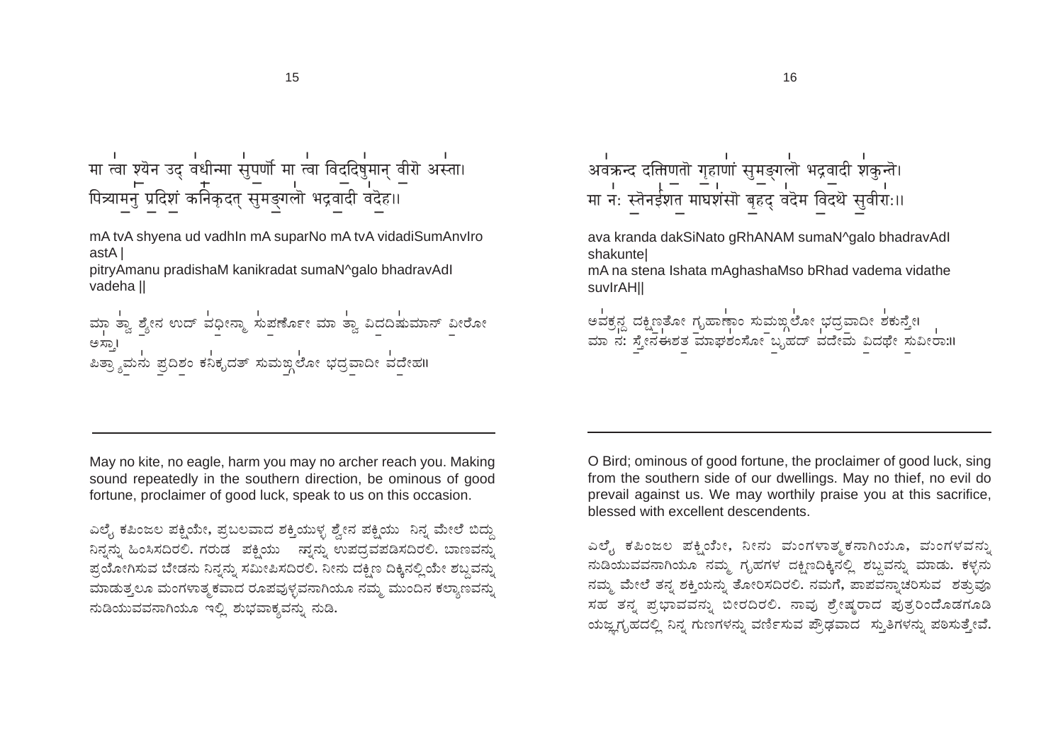मा त्वा श्येन उद् वधीन्मा सुपर्णो मा त्वा विददिषुमान् वीरो अस्ता।
पित्र्यामनु प्रदिशं कनिक्रदत् सुमङ्गलो भद्रवादी वदेह॥

mA tvA shyena ud vadhIn mA suparNo mA tvA vidadiSumAnvIro astA |
pitryAmanu pradishaM kanikradat sumaN^galo bhadravAdI vadeha ||

ಮಾ ತ್ವಾ ಶ್ಯೇನ ಉದ್ ವಧೀನ್ಮಾ ಸುಪರ್ಣೋ ಮಾ ತ್ವಾ ವಿದದಿಷುಮಾನ್ ವೀರೋ ಅಸ್ತಾ।
ಪಿತ್ರ್ಯಾಮನು ಪ್ರದಿಶಂ ಕನಿಕ್ರದತ್ ಸುಮಙ್ಗಲೋ ಭದ್ರವಾದೀ ವದೇಹ॥

---

May no kite, no eagle, harm you may no archer reach you. Making sound repeatedly in the southern direction, be ominous of good fortune, proclaimer of good luck, speak to us on this occasion.

ಎಲೈ ಕಪಿಂಜಲ ಪಕ್ಷಿಯೇ, ಪ್ರಬಲವಾದ ಶಕ್ತಿಯುಳ್ಳ ಶ್ಯೇನ ಪಕ್ಷಿಯು ನಿನ್ನ ಮೇಲೆ ಬಿದ್ದು ನಿನ್ನನ್ನು ಹಿಂಸಿಸದಿರಲಿ. ಗರುಡ ಪಕ್ಷಿಯು ನ್ನನ್ನು ಉಪದ್ರವಪಡಿಸದಿರಲಿ. ಬಾಣವನ್ನು ಪ್ರಯೋಗಿಸುವ ಬೇಡನು ನಿನ್ನನ್ನು ಸಮೀಪಿಸದಿರಲಿ. ನೀನು ದಕ್ಷಿಣ ದಿಕ್ಕಿನಲ್ಲಿಯೇ ಶಬ್ದವನ್ನು ಮಾಡುತ್ತಲೂ ಮಂಗಳಾತ್ಮಕವಾದ ರೂಪವುಳ್ಳವನಾಗಿಯೂ ನಮ್ಮ ಮುಂದಿನ ಕಲ್ಯಾಣವನ್ನು ನುಡಿಯುವವನಾಗಿಯೂ ಇಲ್ಲಿ ಶುಭವಾಕ್ಯವನ್ನು ನುಡಿ.

अवक्रन्द दक्षिणतो गृहाणां सुमङ्गलो भद्रवादी शकुन्ते।
मा नः स्तेनईशत माघशंसो बृहद् वदेम विदथे सुवीराः॥

ava kranda dakSiNato gRhANAM sumaN^galo bhadravAdI shakunte|
mA na stena Ishata mAghashaMso bRhad vadema vidathe suvIrAH||

ಅವಕ್ರನ್ದ ದಕ್ಷಿಣತೋ ಗೃಹಾಣಾಂ ಸುಮಙ್ಗಲೋ ಭದ್ರವಾದೀ ಶಕುನ್ತೇ।
ಮಾ ನಃ ಸ್ತೇನಈಶತ ಮಾಘಶಂಸೋ ಬೃಹದ್ ವದೇಮ ವಿದಥೇ ಸುವೀರಾಃ॥

---

O Bird; ominous of good fortune, the proclaimer of good luck, sing from the southern side of our dwellings. May no thief, no evil do prevail against us. We may worthily praise you at this sacrifice, blessed with excellent descendents.

ಎಲೈ ಕಪಿಂಜಲ ಪಕ್ಷಿಯೇ, ನೀನು ಮಂಗಳಾತ್ಮಕನಾಗಿಯೂ, ಮಂಗಳವನ್ನು ನುಡಿಯುವವನಾಗಿಯೂ ನಮ್ಮ ಗೃಹಗಳ ದಕ್ಷಿಣದಿಕ್ಕಿನಲ್ಲಿ ಶಬ್ದವನ್ನು ಮಾಡು. ಕಳ್ಳನು ನಮ್ಮ ಮೇಲೆ ತನ್ನ ಶಕ್ತಿಯನ್ನು ತೋರಿಸದಿರಲಿ. ನಮಗೆ, ಪಾಪವನ್ನಾಚರಿಸುವ ಶತ್ರುವೂ ಸಹ ತನ್ನ ಪ್ರಭಾವವನ್ನು ಬೀರದಿರಲಿ. ನಾವು ಶ್ರೇಷ್ಠರಾದ ಪುತ್ರರಿಂದೊಡಗೂಡಿ ಯಜ್ಞಗೃಹದಲ್ಲಿ ನಿನ್ನ ಗುಣಗಳನ್ನು ವರ್ಣಿಸುವ ಪ್ರೌಢವಾದ ಸ್ತುತಿಗಳನ್ನು ಪಠಿಸುತ್ತೇವೆ.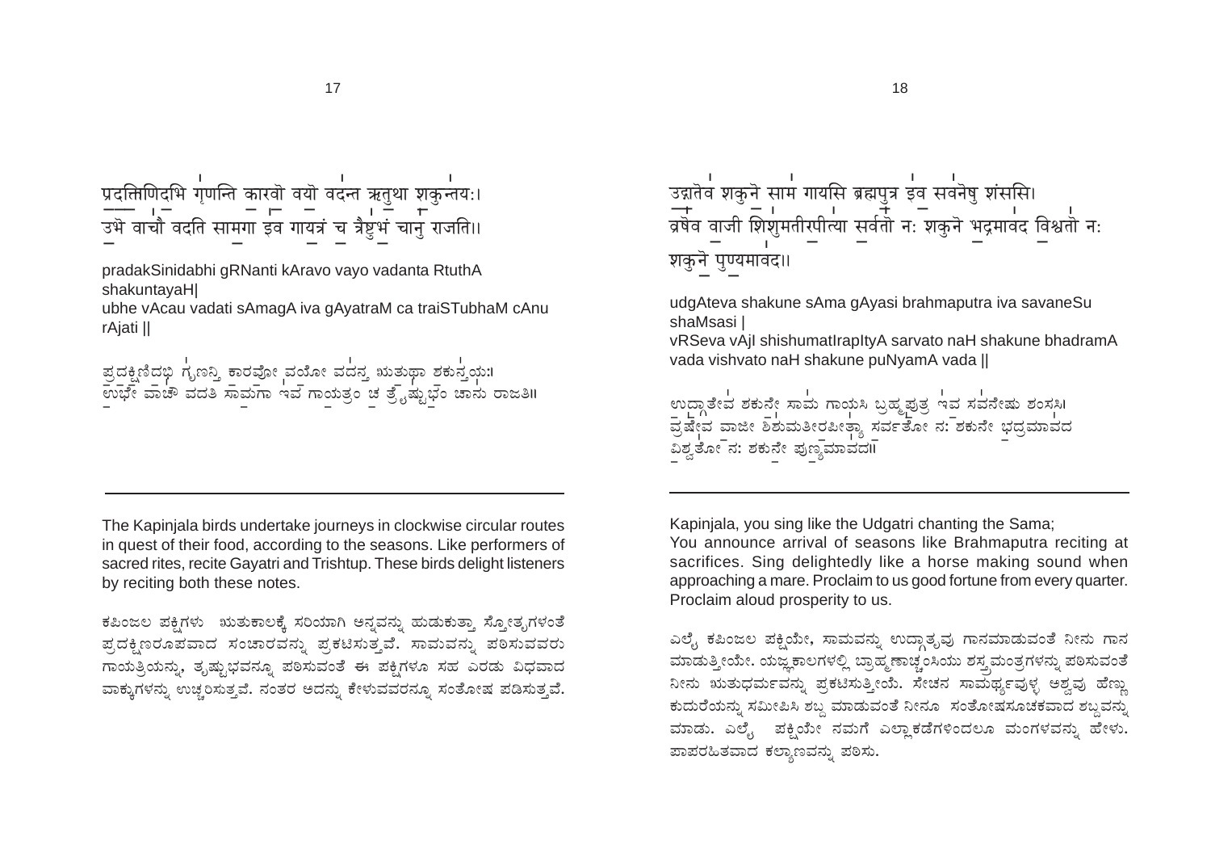प्रदक्षिणिदभि गृणन्ति कारवो वयो वदन्त ऋतुथा शकुन्तयः।
उभे वाचौ वदति सामगा इव गायत्रं च त्रैष्टुभं चानु राजति॥

pradakSinidabhi gRNanti kAravo vayo vadanta RtuthA shakuntayaH|
ubhe vAcau vadati sAmagA iva gAyatraM ca traiSTubhaM cAnu rAjati ||

ಪ್ರದಕ್ಷಿಣಿದಭಿ ಗೃಣನ್ತಿ ಕಾರವೋ ವಯೋ ವದನ್ತ ಋತುಥಾ ಶಕುನ್ತಯಃ।
ಉಭೇ ವಾಚೌ ವದತಿ ಸಾಮಗಾ ಇವ ಗಾಯತ್ರಂ ಚ ತ್ರೈಷ್ಟುಭಂ ಚಾನು ರಾಜತಿ॥

---

The Kapinjala birds undertake journeys in clockwise circular routes in quest of their food, according to the seasons. Like performers of sacred rites, recite Gayatri and Trishtup. These birds delight listeners by reciting both these notes.

ಕಪಿಂಜಲ ಪಕ್ಷಿಗಳು ಋತುಕಾಲಕ್ಕೆ ಸರಿಯಾಗಿ ಅನ್ನವನ್ನು ಹುಡುಕುತ್ತಾ ಸ್ತೋತೃಗಳಂತೆ ಪ್ರದಕ್ಷಿಣರೂಪವಾದ ಸಂಚಾರವನ್ನು ಪ್ರಕಟಿಸುತ್ತವೆ. ಸಾಮವನ್ನು ಪಠಿಸುವವರು ಗಾಯತ್ರಿಯನ್ನು, ತ್ರಿಷ್ಟುಭವನ್ನೂ ಪಠಿಸುವಂತೆ ಈ ಪಕ್ಷಿಗಳೂ ಸಹ ಎರಡು ವಿಧವಾದ ವಾಕ್ಕುಗಳನ್ನು ಉಚ್ಚರಿಸುತ್ತವೆ. ನಂತರ ಅದನ್ನು ಕೇಳುವವರನ್ನೂ ಸಂತೋಷ ಪಡಿಸುತ್ತವೆ.

उद्गातेव शकुने साम गायसि ब्रह्मपुत्र इव सवनेषु शंससि।
वृषेव वाजी शिशुमतीरपीत्या सर्वतो नः शकुने भद्रमावद विश्वतो नः शकुने पुण्यमावद॥

udgAteva shakune sAma gAyasi brahmaputra iva savaneSu shaMsasi |
vRSeva vAjI shishumatIrapItyA sarvato naH shakune bhadramA vada vishvato naH shakune puNyamA vada ||

ಉದ್ಗಾತೇವ ಶಕುನೇ ಸಾಮ ಗಾಯಸಿ ಬ್ರಹ್ಮಪುತ್ರ ಇವ ಸವನೇಷು ಶಂಸಸಿ।
ವೃಷೇವ ವಾಜೀ ಶಿಶುಮತೀರಪೀತ್ಯಾ ಸರ್ವತೋ ನಃ ಶಕುನೇ ಭದ್ರಮಾವದ ವಿಶ್ವತೋ ನಃ ಶಕುನೇ ಪುಣ್ಯಮಾವದ॥

---

Kapinjala, you sing like the Udgatri chanting the Sama;
You announce arrival of seasons like Brahmaputra reciting at sacrifices. Sing delightedly like a horse making sound when approaching a mare. Proclaim to us good fortune from every quarter. Proclaim aloud prosperity to us.

ಎಲೈ ಕಪಿಂಜಲ ಪಕ್ಷಿಯೇ, ಸಾಮವನ್ನು ಉದ್ಗಾತೃವು ಗಾನಮಾಡುವಂತೆ ನೀನು ಗಾನ ಮಾಡುತ್ತೀಯೇ. ಯಜ್ಞಕಾಲಗಳಲ್ಲಿ ಬ್ರಾಹ್ಮಣಾಚ್ಛಂಸಿಯು ಶಸ್ತ್ರಮಂತ್ರಗಳನ್ನು ಪಠಿಸುವಂತೆ ನೀನು ಋತುಧರ್ಮವನ್ನು ಪ್ರಕಟಿಸುತ್ತೀಯೆ. ಸೇಚನ ಸಾಮರ್ಥ್ಯವುಳ್ಳ ಅಶ್ವವು ಹೆಣ್ಣು ಕುದುರೆಯನ್ನು ಸಮೀಪಿಸಿ ಶಬ್ದ ಮಾಡುವಂತೆ ನೀನೂ ಸಂತೋಷಸೂಚಕವಾದ ಶಬ್ದವನ್ನು ಮಾಡು. ಎಲೈ ಪಕ್ಷಿಯೇ ನಮಗೆ ಎಲ್ಲಾಕಡೆಗಳಿಂದಲೂ ಮಂಗಳವನ್ನು ಹೇಳು. ಪಾಪರಹಿತವಾದ ಕಲ್ಯಾಣವನ್ನು ಪಠಿಸು.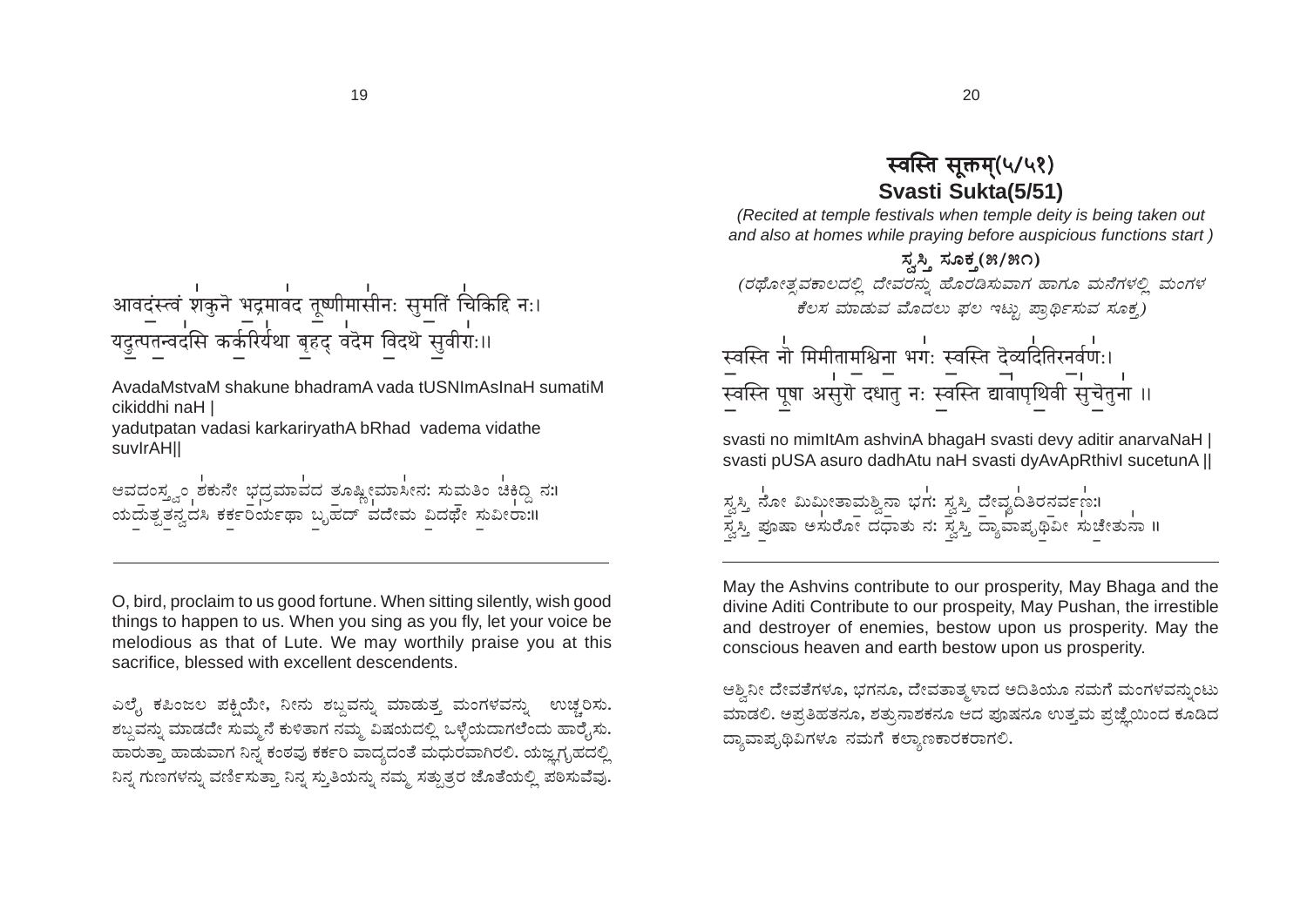आवदंस्त्वं शकुने भद्रमावद तूष्णीमासीनः सुमतिं चिकिद्धि नः।
यदुत्पतन्वदसि कर्करिर्यथा बृहद् वदेम विदथे सुवीराः॥

AvadaMstvaM shakune bhadramA vada tUSNImAsInaH sumatiM cikiddhi naH |
yadutpatan vadasi karkariryathA bRhad vadema vidathe suvIrAH||

ಆವದಂಸ್ತ್ವಂ ಶಕುನೇ ಭದ್ರಮಾವದ ತೂಷ್ಣೀಮಾಸೀನ: ಸುಮತಿಂ ಚಿಕಿದ್ಧಿ ನ:।
ಯದುತ್ಪತನ್ವದಸಿ ಕರ್ಕರಿರ್ಯಥಾ ಬೃಹದ್ ವದೇಮ ವಿದಥೇ ಸುವೀರಾ:॥

---

O, bird, proclaim to us good fortune. When sitting silently, wish good things to happen to us. When you sing as you fly, let your voice be melodious as that of Lute. We may worthily praise you at this sacrifice, blessed with excellent descendents.

ಎಲೈ ಕಪಿಂಜಲ ಪಕ್ಷಿಯೇ, ನೀನು ಶಬ್ದವನ್ನು ಮಾಡುತ್ತ ಮಂಗಳವನ್ನು ಉಚ್ಚರಿಸು. ಶಬ್ದವನ್ನು ಮಾಡದೇ ಸುಮ್ಮನೆ ಕುಳಿತಾಗ ನಮ್ಮ ವಿಷಯದಲ್ಲಿ ಒಳ್ಳೆಯದಾಗಲೆಂದು ಹಾರೈಸು. ಹಾರುತ್ತಾ ಹಾಡುವಾಗ ನಿನ್ನ ಕಂಠವು ಕರ್ಕರಿ ವಾದ್ಯದಂತೆ ಮಧುರವಾಗಿರಲಿ. ಯಜ್ಞಗೃಹದಲ್ಲಿ ನಿನ್ನ ಗುಣಗಳನ್ನು ವರ್ಣಿಸುತ್ತಾ ನಿನ್ನ ಸ್ತುತಿಯನ್ನು ನಮ್ಮ ಸತ್ಪುತ್ರರ ಜೊತೆಯಲ್ಲಿ ಪಠಿಸುವೆವು.

# स्वस्ति सूक्तम्(५/५१)
## Svasti Sukta(5/51)

*(Recited at temple festivals when temple deity is being taken out and also at homes while praying before auspicious functions start )*

### ಸ್ವಸ್ತಿ ಸೂಕ್ತ(೫/೫೧)

*(ರಥೋತ್ಸವಕಾಲದಲ್ಲಿ ದೇವರನ್ನು ಹೊರಡಿಸುವಾಗ ಹಾಗೂ ಮನೆಗಳಲ್ಲಿ ಮಂಗಳ ಕೆಲಸ ಮಾಡುವ ಮೊದಲು ಫಲ ಇಟ್ಟು ಪ್ರಾರ್ಥಿಸುವ ಸೂಕ್ತ)*

स्वस्ति नो मिमीतामश्विना भगः स्वस्ति देव्यदितिरनर्वणः।
स्वस्ति पूषा असुरो दधातु नः स्वस्ति द्यावापृथिवी सुचेतुना ॥

svasti no mimItAm ashvinA bhagaH svasti devy aditir anarvaNaH |
svasti pUSA asuro dadhAtu naH svasti dyAvApRthivI sucetunA ||

ಸ್ವಸ್ತಿ ನೋ ಮಿಮೀತಾಮಶ್ವಿನಾ ಭಗ: ಸ್ವಸ್ತಿ ದೇವ್ಯದಿತಿರನರ್ವಣ:।
ಸ್ವಸ್ತಿ ಪೂಷಾ ಅಸುರೋ ದಧಾತು ನ: ಸ್ವಸ್ತಿ ದ್ಯಾವಾಪೃಥಿವೀ ಸುಚೇತುನಾ ॥

---

May the Ashvins contribute to our prosperity, May Bhaga and the divine Aditi Contribute to our prospeity, May Pushan, the irrestible and destroyer of enemies, bestow upon us prosperity. May the conscious heaven and earth bestow upon us prosperity.

ಅಶ್ವಿನೀ ದೇವತೆಗಳೂ, ಭಗನೂ, ದೇವತಾತ್ಮಳಾದ ಅದಿತಿಯೂ ನಮಗೆ ಮಂಗಳವನ್ನುಂಟು ಮಾಡಲಿ. ಅಪ್ರತಿಹತನೂ, ಶತ್ರುನಾಶಕನೂ ಆದ ಪೂಷನೂ ಉತ್ತಮ ಪ್ರಜ್ಞೆಯಿಂದ ಕೂಡಿದ ದ್ಯಾವಾಪೃಥಿವಿಗಳೂ ನಮಗೆ ಕಲ್ಯಾಣಕಾರಕರಾಗಲಿ.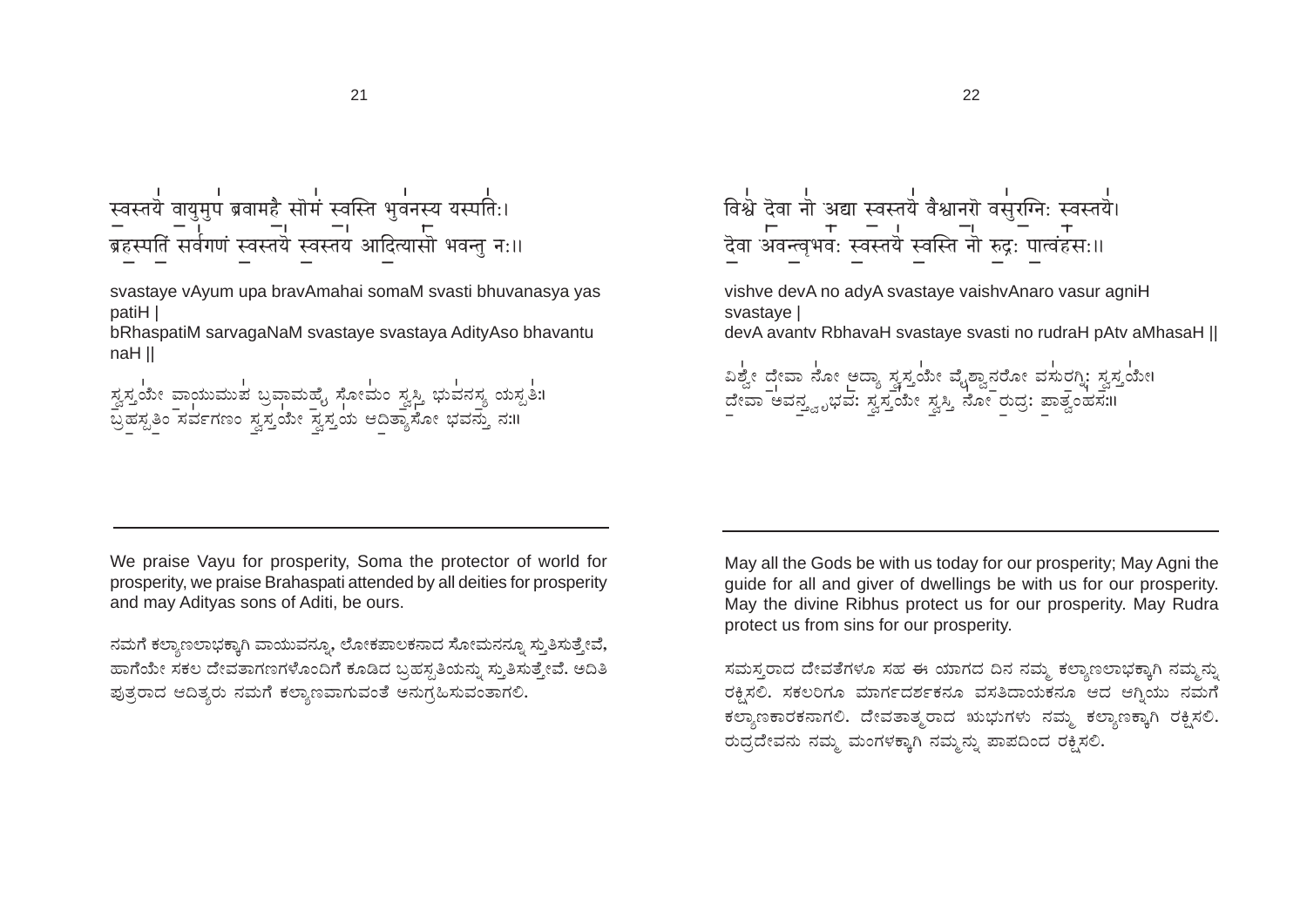स्वस्तये वायुमुप ब्रवामहै सोमं स्वस्ति भुवनस्य यस्पतिः।
ब्रहस्पतिं सर्वगणं स्वस्तये स्वस्तय आदित्यासो भवन्तु नः॥

svastaye vAyum upa bravAmahai somaM svasti bhuvanasya yas patiH |
bRhaspatiM sarvagaNaM svastaye svastaya AdityAso bhavantu naH ||

ಸ್ವಸ್ತಯೇ ವಾಯುಮುಪ ಬ್ರವಾಮಹೈ ಸೋಮಂ ಸ್ವಸ್ತಿ ಭುವನಸ್ಯ ಯಸ್ಪತಿಃ।
ಬ್ರಹಸ್ಪತಿಂ ಸರ್ವಗಣಂ ಸ್ವಸ್ತಯೇ ಸ್ವಸ್ತಯ ಆದಿತ್ಯಾಸೋ ಭವನ್ತು ನಃ॥

---

We praise Vayu for prosperity, Soma the protector of world for prosperity, we praise Brahaspati attended by all deities for prosperity and may Adityas sons of Aditi, be ours.

ನಮಗೆ ಕಲ್ಯಾಣಲಾಭಕ್ಕಾಗಿ ವಾಯುವನ್ನೂ, ಲೋಕಪಾಲಕನಾದ ಸೋಮನನ್ನೂ ಸ್ತುತಿಸುತ್ತೇವೆ, ಹಾಗೆಯೇ ಸಕಲ ದೇವತಾಗಣಗಳೊಂದಿಗೆ ಕೂಡಿದ ಬ್ರಹಸ್ಪತಿಯನ್ನು ಸ್ತುತಿಸುತ್ತೇವೆ. ಅದಿತಿ ಪುತ್ರರಾದ ಆದಿತ್ಯರು ನಮಗೆ ಕಲ್ಯಾಣವಾಗುವಂತೆ ಅನುಗ್ರಹಿಸುವಂತಾಗಲಿ.

विश्वे देवा नो अद्या स्वस्तये वैश्वानरो वसुरग्निः स्वस्तये।
देवा अवन्त्वृभवः स्वस्तये स्वस्ति नो रुद्रः पात्वंहसः॥

vishve devA no adyA svastaye vaishvAnaro vasur agniH svastaye |
devA avantv RbhavaH svastaye svasti no rudraH pAtv aMhasaH ||

ವಿಶ್ವೇ ದೇವಾ ನೋ ಅದ್ಯಾ ಸ್ವಸ್ತಯೇ ವೈಶ್ವಾನರೋ ವಸುರಗ್ನಿಃ ಸ್ವಸ್ತಯೇ।
ದೇವಾ ಅವನ್ತ್ವೃಭವಃ ಸ್ವಸ್ತಯೇ ಸ್ವಸ್ತಿ ನೋ ರುದ್ರಃ ಪಾತ್ವಂಹಸಃ॥

---

May all the Gods be with us today for our prosperity; May Agni the guide for all and giver of dwellings be with us for our prosperity. May the divine Ribhus protect us for our prosperity. May Rudra protect us from sins for our prosperity.

ಸಮಸ್ತರಾದ ದೇವತೆಗಳೂ ಸಹ ಈ ಯಾಗದ ದಿನ ನಮ್ಮ ಕಲ್ಯಾಣಲಾಭಕ್ಕಾಗಿ ನಮ್ಮನ್ನು ರಕ್ಷಿಸಲಿ. ಸಕಲರಿಗೂ ಮಾರ್ಗದರ್ಶಕನೂ ವಸತಿದಾಯಕನೂ ಆದ ಅಗ್ನಿಯು ನಮಗೆ ಕಲ್ಯಾಣಕಾರಕನಾಗಲಿ. ದೇವತಾತ್ಮರಾದ ಋಭುಗಳು ನಮ್ಮ ಕಲ್ಯಾಣಕ್ಕಾಗಿ ರಕ್ಷಿಸಲಿ. ರುದ್ರದೇವನು ನಮ್ಮ ಮಂಗಳಕ್ಕಾಗಿ ನಮ್ಮನ್ನು ಪಾಪದಿಂದ ರಕ್ಷಿಸಲಿ.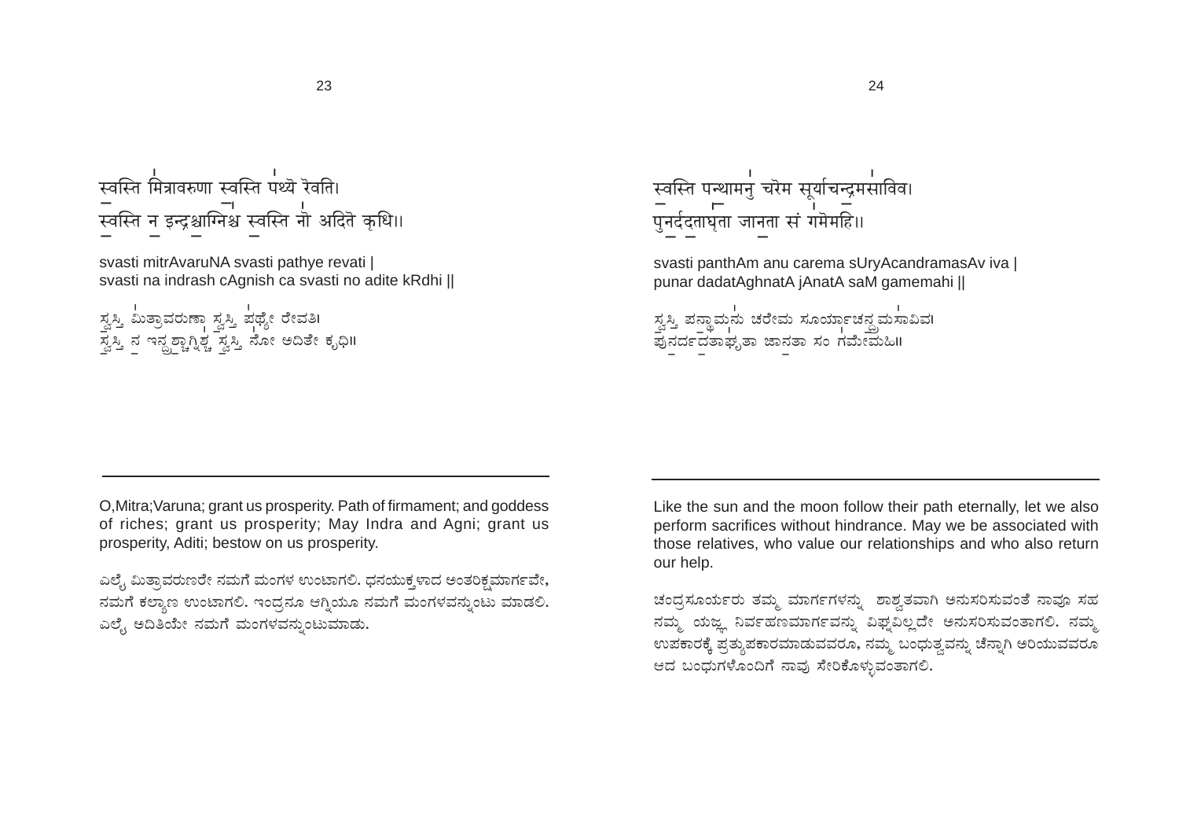स्वस्ति मित्रावरुणा स्वस्ति पथ्ये रेवति।
स्वस्ति न इन्द्रश्चाग्निश्च स्वस्ति नो अदिते कृधि॥

svasti mitrAvaruNA svasti pathye revati |
svasti na indrash cAgnish ca svasti no adite kRdhi ||

ಸ್ವಸ್ತಿ ಮಿತ್ರಾವರುಣಾ ಸ್ವಸ್ತಿ ಪಥ್ಯೇ ರೇವತಿ।
ಸ್ವಸ್ತಿ ನ ಇನ್ದ್ರಶ್ಚಾಗ್ನಿಶ್ಚ ಸ್ವಸ್ತಿ ನೋ ಅದಿತೇ ಕೃಧಿ॥

---

O,Mitra;Varuna; grant us prosperity. Path of firmament; and goddess of riches; grant us prosperity; May Indra and Agni; grant us prosperity, Aditi; bestow on us prosperity.

ಎಲೈ ಮಿತ್ರಾವರುಣರೇ ನಮಗೆ ಮಂಗಳ ಉಂಟಾಗಲಿ. ಧನಯುಕ್ತಳಾದ ಅಂತರಿಕ್ಷಮಾರ್ಗವೇ, ನಮಗೆ ಕಲ್ಯಾಣ ಉಂಟಾಗಲಿ. ಇಂದ್ರನೂ ಅಗ್ನಿಯೂ ನಮಗೆ ಮಂಗಳವನ್ನುಂಟು ಮಾಡಲಿ. ಎಲೈ ಅದಿತಿಯೇ ನಮಗೆ ಮಂಗಳವನ್ನುಂಟುಮಾಡು.

स्वस्ति पन्थामनु चरेम सूर्याचन्द्रमसाविव।
पुनर्ददताघ्नता जानता सं गमेमहि॥

svasti panthAm anu carema sUryAcandramasAv iva |
punar dadatAghnatA jAnatA saM gamemahi ||

ಸ್ವಸ್ತಿ ಪನ್ಥಾಮನು ಚರೇಮ ಸೂರ್ಯಾಚನ್ದ್ರಮಸಾವಿವ।
ಪುನರ್ದದತಾಘ್ನತಾ ಜಾನತಾ ಸಂ ಗಮೇಮಹಿ॥

---

Like the sun and the moon follow their path eternally, let we also perform sacrifices without hindrance. May we be associated with those relatives, who value our relationships and who also return our help.

ಚಂದ್ರಸೂರ್ಯರು ತಮ್ಮ ಮಾರ್ಗಗಳನ್ನು ಶಾಶ್ವತವಾಗಿ ಅನುಸರಿಸುವಂತೆ ನಾವೂ ಸಹ ನಮ್ಮ ಯಜ್ಞ ನಿರ್ವಹಣಮಾರ್ಗವನ್ನು ವಿಘ್ನವಿಲ್ಲದೇ ಅನುಸರಿಸುವಂತಾಗಲಿ. ನಮ್ಮ ಉಪಕಾರಕ್ಕೆ ಪ್ರತ್ಯುಪಕಾರಮಾಡುವವರೂ, ನಮ್ಮ ಬಂಧುತ್ವವನ್ನು ಚೆನ್ನಾಗಿ ಅರಿಯುವವರೂ ಆದ ಬಂಧುಗಳೊಂದಿಗೆ ನಾವು ಸೇರಿಕೊಳ್ಳುವಂತಾಗಲಿ.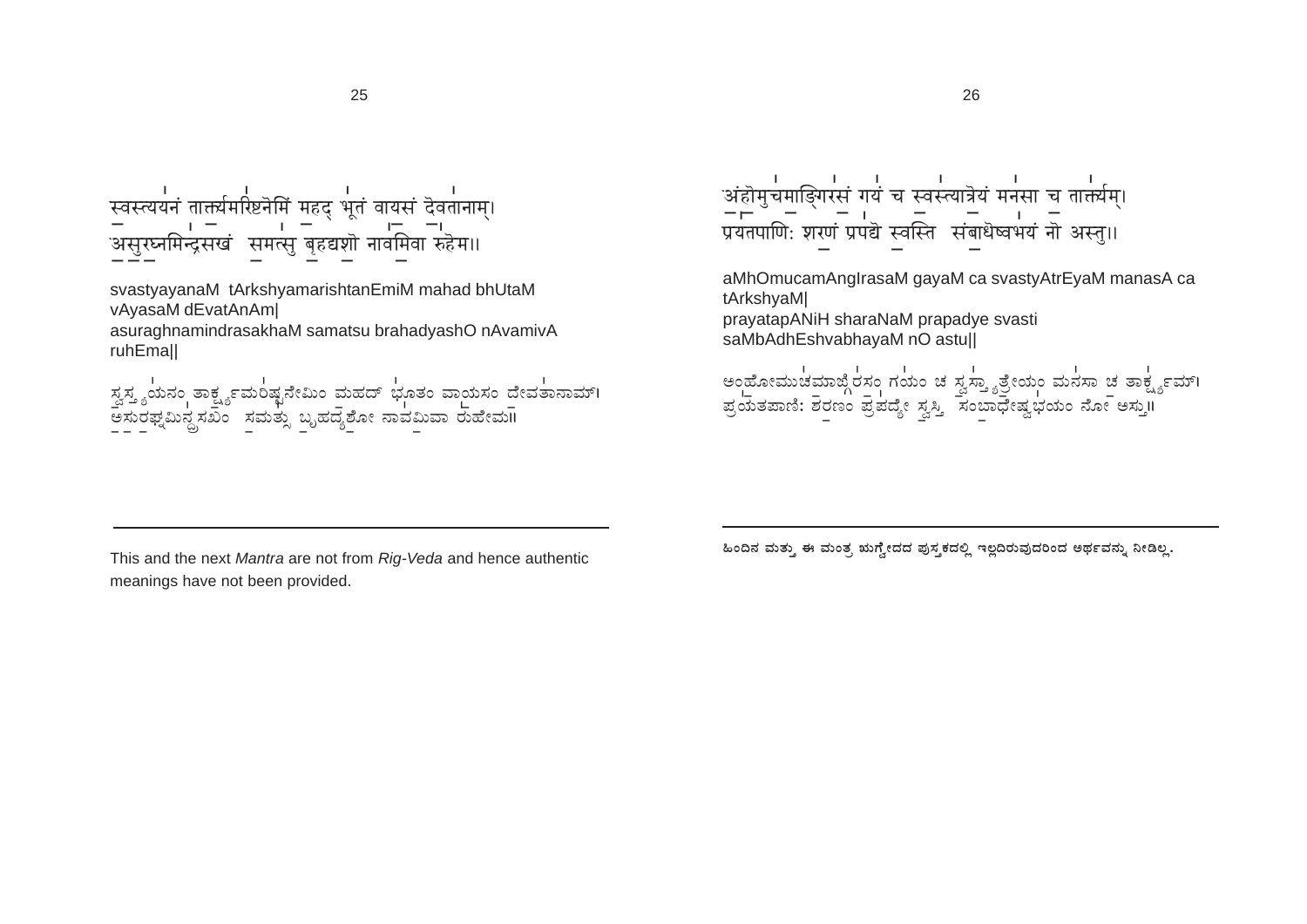स्वस्त्ययनं तार्क्ष्यमरिष्टनेमिं महद् भूतं वायसं देवतानाम्।
असुरघ्नमिन्द्रसखं समत्सु बृहद्यशो नावमिवा रुहेम॥

svastyayanaM tArkshyamarishtanEmiM mahad bhUtaM vAyasaM dEvatAnAm|
asuraghnamindrasakhaM samatsu brahadyashO nAvamivA ruhEma||

ಸ್ವಸ್ತ್ಯಯನಂ ತಾರ್ಕ್ಷ್ಯಮರಿಷ್ಟನೇಮಿಂ ಮಹದ್ ಭೂತಂ ವಾಯಸಂ ದೇವತಾನಾಮ್।
ಅಸುರಘ್ನಮಿನ್ದ್ರಸಖಂ ಸಮತ್ಸು ಬೃಹದ್ಯಶೋ ನಾವಮಿವಾ ರುಹೇಮ॥

This and the next *Mantra* are not from *Rig-Veda* and hence authentic meanings have not been provided.

अंहोमुचमाङ्गिरसं गयं च स्वस्त्यात्रेयं मनसा च तार्क्ष्यम्।
प्रयतपाणिः शरणं प्रपद्ये स्वस्ति संबाधेष्वभयं नो अस्तु॥

aMhOmucamAngIrasaM gayaM ca svastyAtrEyaM manasA ca tArkshyaM|
prayatapANiH sharaNaM prapadye svasti saMbAdhEshvabhayaM nO astu||

ಅಂಹೋಮುಚಮಾಙ್ಗಿರಸಂ ಗಯಂ ಚ ಸ್ವಸ್ತ್ಯಾತ್ರೇಯಂ ಮನಸಾ ಚ ತಾರ್ಕ್ಷ್ಯಮ್।
ಪ್ರಯತಪಾಣಿಃ ಶರಣಂ ಪ್ರಪದ್ಯೇ ಸ್ವಸ್ತಿ ಸಂಬಾಧೇಷ್ವಭಯಂ ನೋ ಅಸ್ತು॥

ಹಿಂದಿನ ಮತ್ತು ಈ ಮಂತ್ರ ಋಗ್ವೇದದ ಪುಸ್ತಕದಲ್ಲಿ ಇಲ್ಲದಿರುವುದರಿಂದ ಅರ್ಥವನ್ನು ನೀಡಿಲ್ಲ.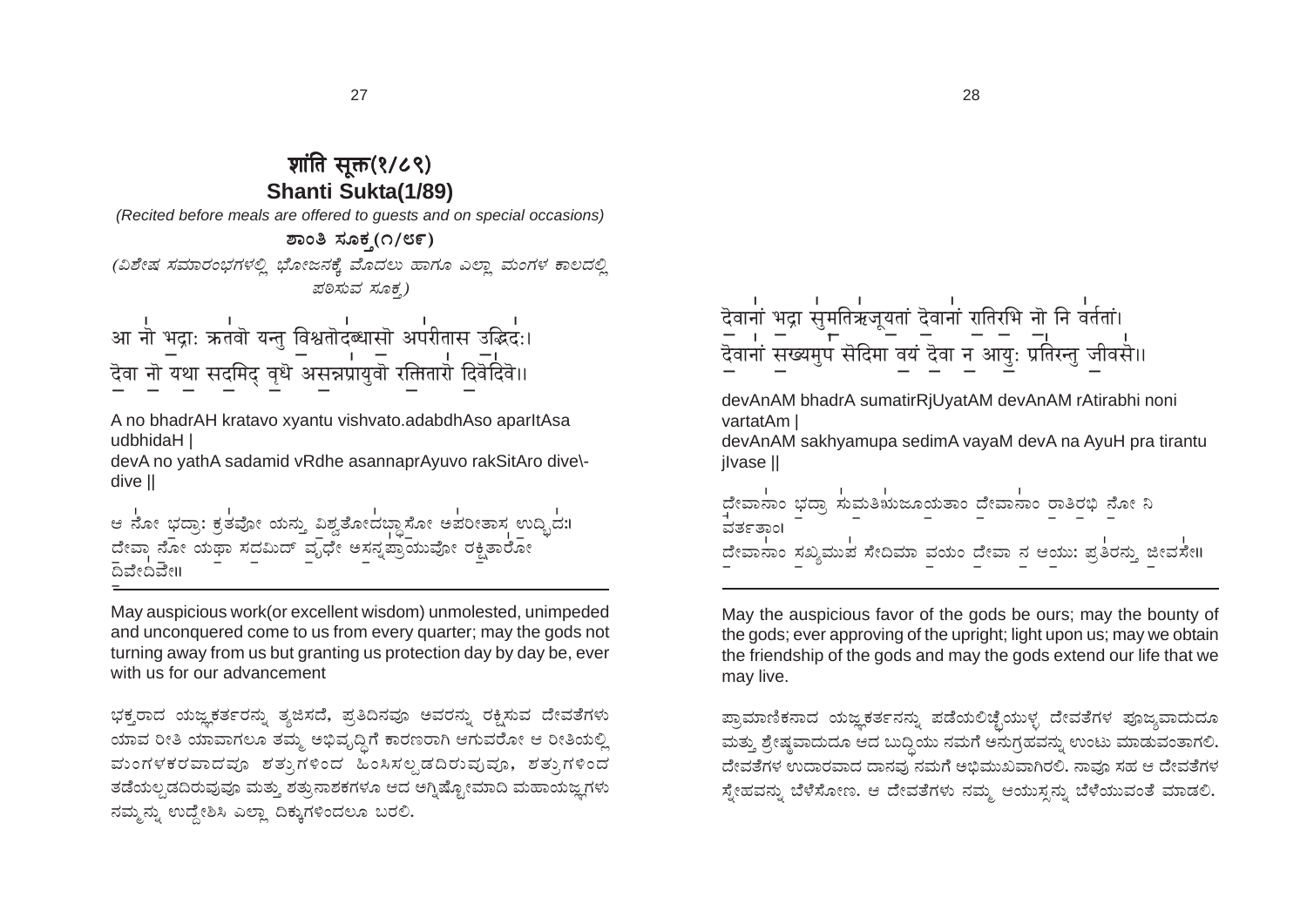# शांति सूक्त(१/८९)

## Shanti Sukta(1/89)

*(Recited before meals are offered to guests and on special occasions)*

### ಶಾಂತಿ ಸೂಕ್ತ(೧/೮೯)

*(ವಿಶೇಷ ಸಮಾರಂಭಗಳಲ್ಲಿ ಭೋಜನಕ್ಕೆ ಮೊದಲು ಹಾಗೂ ಎಲ್ಲಾ ಮಂಗಳ ಕಾಲದಲ್ಲಿ ಪಠಿಸುವ ಸೂಕ್ತ)*

आ नो भद्राः क्रतवो यन्तु विश्वतोऽदब्धासो अपरीतास उद्भिदः।
देवा नो यथा सदमिद् वृधे असन्नप्रायुवो रक्षितारो दिवेदिवे॥

A no bhadrAH kratavo xyantu vishvato.adabdhAso aparItAsa udbhidaH |
devA no yathA sadamid vRdhe asannaprAyuvo rakSitAro dive\-dive ||

ಆ ನೋ ಭದ್ರಾಃ ಕ್ರತವೋ ಯನ್ತು ವಿಶ್ವತೋಽದಬ್ಧಾಸೋ ಅಪರೀತಾಸ ಉದ್ಭಿದಃ।
ದೇವಾ ನೋ ಯಥಾ ಸದಮಿದ್ ವೃಧೇ ಅಸನ್ನಪ್ರಾಯುವೋ ರಕ್ಷಿತಾರೋ ದಿವೇದಿವೇ॥

---

May auspicious work(or excellent wisdom) unmolested, unimpeded and unconquered come to us from every quarter; may the gods not turning away from us but granting us protection day by day be, ever with us for our advancement

ಭಕ್ತರಾದ ಯಜ್ಞಕರ್ತರನ್ನು ತ್ಯಜಿಸದೆ, ಪ್ರತಿದಿನವೂ ಅವರನ್ನು ರಕ್ಷಿಸುವ ದೇವತೆಗಳು ಯಾವ ರೀತಿ ಯಾವಾಗಲೂ ತಮ್ಮ ಅಭಿವೃದ್ಧಿಗೆ ಕಾರಣರಾಗಿ ಆಗುವರೋ ಆ ರೀತಿಯಲ್ಲಿ ಮಂಗಳಕರವಾದವೂ ಶತ್ರುಗಳಿಂದ ಹಿಂಸಿಸಲ್ಪಡದಿರುವುವೂ, ಶತ್ರುಗಳಿಂದ ತಡೆಯಲ್ಪಡದಿರುವುವೂ ಮತ್ತು ಶತ್ರುನಾಶಕಗಳೂ ಆದ ಅಗ್ನಿಷ್ಟೋಮಾದಿ ಮಹಾಯಜ್ಞಗಳು ನಮ್ಮನ್ನು ಉದ್ದೇಶಿಸಿ ಎಲ್ಲಾ ದಿಕ್ಕುಗಳಿಂದಲೂ ಬರಲಿ.

देवानां भद्रा सुमतिरृजूयतां देवानां रातिरभि नो नि वर्ततां।
देवानां सख्यमुप सेदिमा वयं देवा न आयुः प्रतिरन्तु जीवसे॥

devAnAM bhadrA sumatirRjUyatAM devAnAM rAtirabhi noni vartatAm |
devAnAM sakhyamupa sedimA vayaM devA na AyuH pra tirantu jIvase ||

ದೇವಾನಾಂ ಭದ್ರಾ ಸುಮತಿಋಜೂಯತಾಂ ದೇವಾನಾಂ ರಾತಿರಭಿ ನೋ ನಿ ವರ್ತತಾಂ।
ದೇವಾನಾಂ ಸಖ್ಯಮುಪ ಸೇದಿಮಾ ವಯಂ ದೇವಾ ನ ಆಯುಃ ಪ್ರತಿರನ್ತು ಜೀವಸೇ॥

---

May the auspicious favor of the gods be ours; may the bounty of the gods; ever approving of the upright; light upon us; may we obtain the friendship of the gods and may the gods extend our life that we may live.

ಪ್ರಾಮಾಣಿಕನಾದ ಯಜ್ಞಕರ್ತನನ್ನು ಪಡೆಯಲಿಚ್ಛೆಯುಳ್ಳ ದೇವತೆಗಳ ಪೂಜ್ಯವಾದುದೂ ಮತ್ತು ಶ್ರೇಷ್ಠವಾದುದೂ ಆದ ಬುದ್ಧಿಯು ನಮಗೆ ಅನುಗ್ರಹವನ್ನು ಉಂಟು ಮಾಡುವಂತಾಗಲಿ. ದೇವತೆಗಳ ಉದಾರವಾದ ದಾನವು ನಮಗೆ ಅಭಿಮುಖವಾಗಿರಲಿ. ನಾವೂ ಸಹ ಆ ದೇವತೆಗಳ ಸ್ನೇಹವನ್ನು ಬೆಳೆಸೋಣ. ಆ ದೇವತೆಗಳು ನಮ್ಮ ಆಯುಸ್ಸನ್ನು ಬೆಳೆಯುವಂತೆ ಮಾಡಲಿ.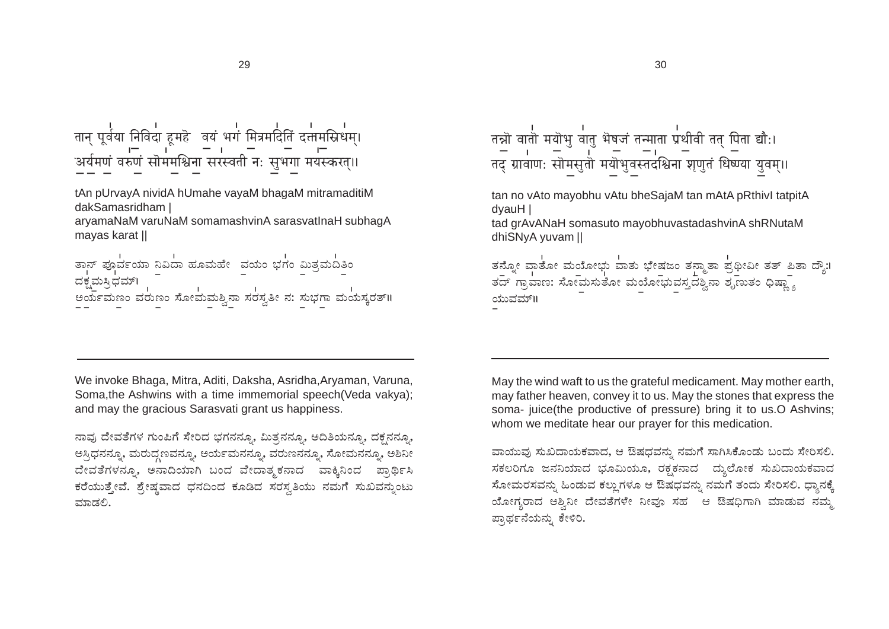तान् पूर्वया निविदा हूमहे वयं भगं मित्रमदितिं दक्षमस्रिधम्।
अर्यमणं वरुणं सोममश्विना सरस्वती नः सुभगा मयस्करत्।।

tAn pUrvayA nividA hUmahe vayaM bhagaM mitramaditiM dakSamasridham |
aryamaNaM varuNaM somamashvinA sarasvatInaH subhagA mayas karat ||

ತಾನ್ ಪೂರ್ವಯಾ ನಿವಿದಾ ಹೂಮಹೇ ವಯಂ ಭಗಂ ಮಿತ್ರಮದಿತಿಂ ದಕ್ಷಮಸ್ರಿಧಮ್।
ಅರ್ಯಮಣಂ ವರುಣಂ ಸೋಮಮಶ್ವಿನಾ ಸರಸ್ವತೀ ನಃ ಸುಭಗಾ ಮಯಸ್ಕರತ್॥

---

We invoke Bhaga, Mitra, Aditi, Daksha, Asridha,Aryaman, Varuna, Soma,the Ashwins with a time immemorial speech(Veda vakya); and may the gracious Sarasvati grant us happiness.

ನಾವು ದೇವತೆಗಳ ಗುಂಪಿಗೆ ಸೇರಿದ ಭಗನನ್ನೂ, ಮಿತ್ರನನ್ನೂ, ಅದಿತಿಯನ್ನೂ, ದಕ್ಷನನ್ನೂ, ಅಸ್ರಿಧನನ್ನೂ, ಮರುದ್ಗಣವನ್ನೂ, ಅರ್ಯಮನನ್ನೂ, ವರುಣನನ್ನೂ, ಸೋಮನನ್ನೂ, ಅಶಿನೀ ದೇವತೆಗಳನ್ನೂ, ಅನಾದಿಯಾಗಿ ಬಂದ ವೇದಾತ್ಮಕನಾದ ವಾಕ್ಕಿನಿಂದ ಪ್ರಾರ್ಥಿಸಿ ಕರೆಯುತ್ತೇವೆ. ಶ್ರೇಷ್ಠವಾದ ಧನದಿಂದ ಕೂಡಿದ ಸರಸ್ವತಿಯು ನಮಗೆ ಸುಖವನ್ನುಂಟು ಮಾಡಲಿ.

तन्नो वातो मयोभु वातु भेषजं तन्माता प्रथीवी तत् पिता द्यौः।
तद् ग्रावाणः सोमसुतो मयोभुवस्तदश्विना शृणुतं धिष्ण्या युवम्।।

tan no vAto mayobhu vAtu bheSajaM tan mAtA pRthivI tatpitA dyauH |
tad grAvANaH somasuto mayobhuvastadashvinA shRNutaM dhiSNyA yuvam ||

ತನ್ನೋ ವಾತೋ ಮಯೋಭು ವಾತು ಭೇಷಜಂ ತನ್ಮಾತಾ ಪ್ರಥೀವೀ ತತ್ ಪಿತಾ ದ್ಯೌಃ।
ತದ್ ಗ್ರಾವಾಣಃ ಸೋಮಸುತೋ ಮಯೋಭುವಸ್ತದಶ್ವಿನಾ ಶೃಣುತಂ ಧಿಷ್ಣ್ಯಾ ಯುವಮ್॥

---

May the wind waft to us the grateful medicament. May mother earth, may father heaven, convey it to us. May the stones that express the soma- juice(the productive of pressure) bring it to us.O Ashvins; whom we meditate hear our prayer for this medication.

ವಾಯುವು ಸುಖದಾಯಕವಾದ, ಆ ಔಷಧವನ್ನು ನಮಗೆ ಸಾಗಿಸಿಕೊಂಡು ಬಂದು ಸೇರಿಸಲಿ. ಸಕಲರಿಗೂ ಜನನಿಯಾದ ಭೂಮಿಯೂ, ರಕ್ಷಕನಾದ ದ್ಯುಲೋಕ ಸುಖದಾಯಕವಾದ ಸೋಮರಸವನ್ನು ಹಿಂಡುವ ಕಲ್ಲುಗಳೂ ಆ ಔಷಧವನ್ನು ನಮಗೆ ತಂದು ಸೇರಿಸಲಿ. ಧ್ಯಾನಕ್ಕೆ ಯೋಗ್ಯರಾದ ಅಶ್ವಿನೀ ದೇವತೆಗಳೇ ನೀವೂ ಸಹ ಆ ಔಷಧಿಗಾಗಿ ಮಾಡುವ ನಮ್ಮ ಪ್ರಾರ್ಥನೆಯನ್ನು ಕೇಳಿರಿ.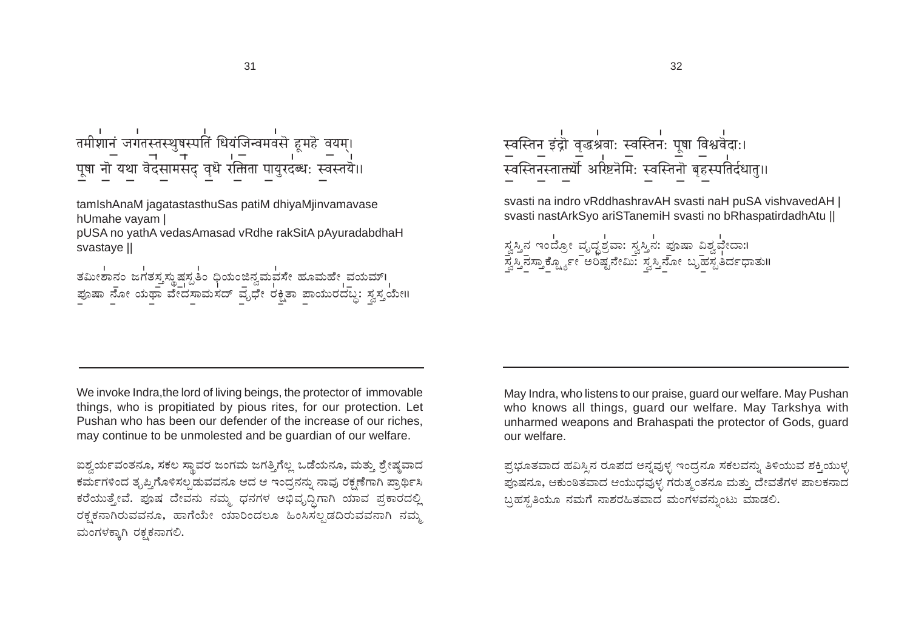तमीशानं जगतस्तस्थुषस्पतिं धियंजिन्वमवसे हूमहे वयम्।
पूषा नो यथा वेदसामसद् वृधे रक्षिता पायुरदब्धः स्वस्तये॥

tamIshAnaM jagatastasthuSas patiM dhiyaMjinvamavase hUmahe vayam |
pUSA no yathA vedasAmasad vRdhe rakSitA pAyuradabdhaH svastaye ||

ತಮೀಶಾನಂ ಜಗತಸ್ತಸ್ಥುಷಸ್ಪತಿಂ ಧಿಯಂಜಿನ್ವಮವಸೇ ಹೂಮಹೇ ವಯಮ್।
ಪೂಷಾ ನೋ ಯಥಾ ವೇದಸಾಮಸದ್ ವೃಧೇ ರಕ್ಷಿತಾ ಪಾಯುರದಬ್ಧಃ ಸ್ವಸ್ತಯೇ॥

---

We invoke Indra,the lord of living beings, the protector of immovable things, who is propitiated by pious rites, for our protection. Let Pushan who has been our defender of the increase of our riches, may continue to be unmolested and be guardian of our welfare.

ಐಶ್ವರ್ಯವಂತನೂ, ಸಕಲ ಸ್ಥಾವರ ಜಂಗಮ ಜಗತ್ತಿಗೆಲ್ಲ ಒಡೆಯನೂ, ಮತ್ತು ಶ್ರೇಷ್ಠವಾದ ಕರ್ಮಗಳಿಂದ ತೃಪ್ತಿಗೊಳಿಸಲ್ಪಡುವವನೂ ಆದ ಆ ಇಂದ್ರನನ್ನು ನಾವು ರಕ್ಷಣೆಗಾಗಿ ಪ್ರಾರ್ಥಿಸಿ ಕರೆಯುತ್ತೇವೆ. ಪೂಷ ದೇವನು ನಮ್ಮ ಧನಗಳ ಅಭಿವೃದ್ಧಿಗಾಗಿ ಯಾವ ಪ್ರಕಾರದಲ್ಲಿ ರಕ್ಷಕನಾಗಿರುವವನೂ, ಹಾಗೆಯೇ ಯಾರಿಂದಲೂ ಹಿಂಸಿಸಲ್ಪಡದಿರುವವನಾಗಿ ನಮ್ಮ ಮಂಗಳಕ್ಕಾಗಿ ರಕ್ಷಕನಾಗಲಿ.

स्वस्तिन इंद्रो वृद्धश्रवाः स्वस्तिनः पूषा विश्ववेदाः।
स्वस्तिनस्तार्क्ष्यो अरिष्टनेमिः स्वस्तिनो बृहस्पतिर्दधातु॥

svasti na indro vRddhashravAH svasti naH puSA vishvavedAH |
svasti nastArkSyo ariSTanemiH svasti no bRhaspatirdadhAtu ||

ಸ್ವಸ್ತಿನ ಇಂದ್ರೋ ವೃದ್ಧಶ್ರವಾಃ ಸ್ವಸ್ತಿನಃ ಪೂಷಾ ವಿಶ್ವವೇದಾಃ।
ಸ್ವಸ್ತಿನಸ್ತಾರ್ಕ್ಷ್ಯೋ ಅರಿಷ್ಟನೇಮಿಃ ಸ್ವಸ್ತಿನೋ ಬೃಹಸ್ಪತಿರ್ದಧಾತು॥

---

May Indra, who listens to our praise, guard our welfare. May Pushan who knows all things, guard our welfare. May Tarkshya with unharmed weapons and Brahaspati the protector of Gods, guard our welfare.

ಪ್ರಭೂತವಾದ ಹವಿಸ್ಸಿನ ರೂಪದ ಅನ್ನವುಳ್ಳ ಇಂದ್ರನೂ ಸಕಲವನ್ನು ತಿಳಿಯುವ ಶಕ್ತಿಯುಳ್ಳ ಪೂಷನೂ, ಆಕುಂಠಿತವಾದ ಆಯುಧವುಳ್ಳ ಗರುತ್ಮಂತನೂ ಮತ್ತು ದೇವತೆಗಳ ಪಾಲಕನಾದ ಬೃಹಸ್ಪತಿಯೂ ನಮಗೆ ನಾಶರಹಿತವಾದ ಮಂಗಳವನ್ನುಂಟು ಮಾಡಲಿ.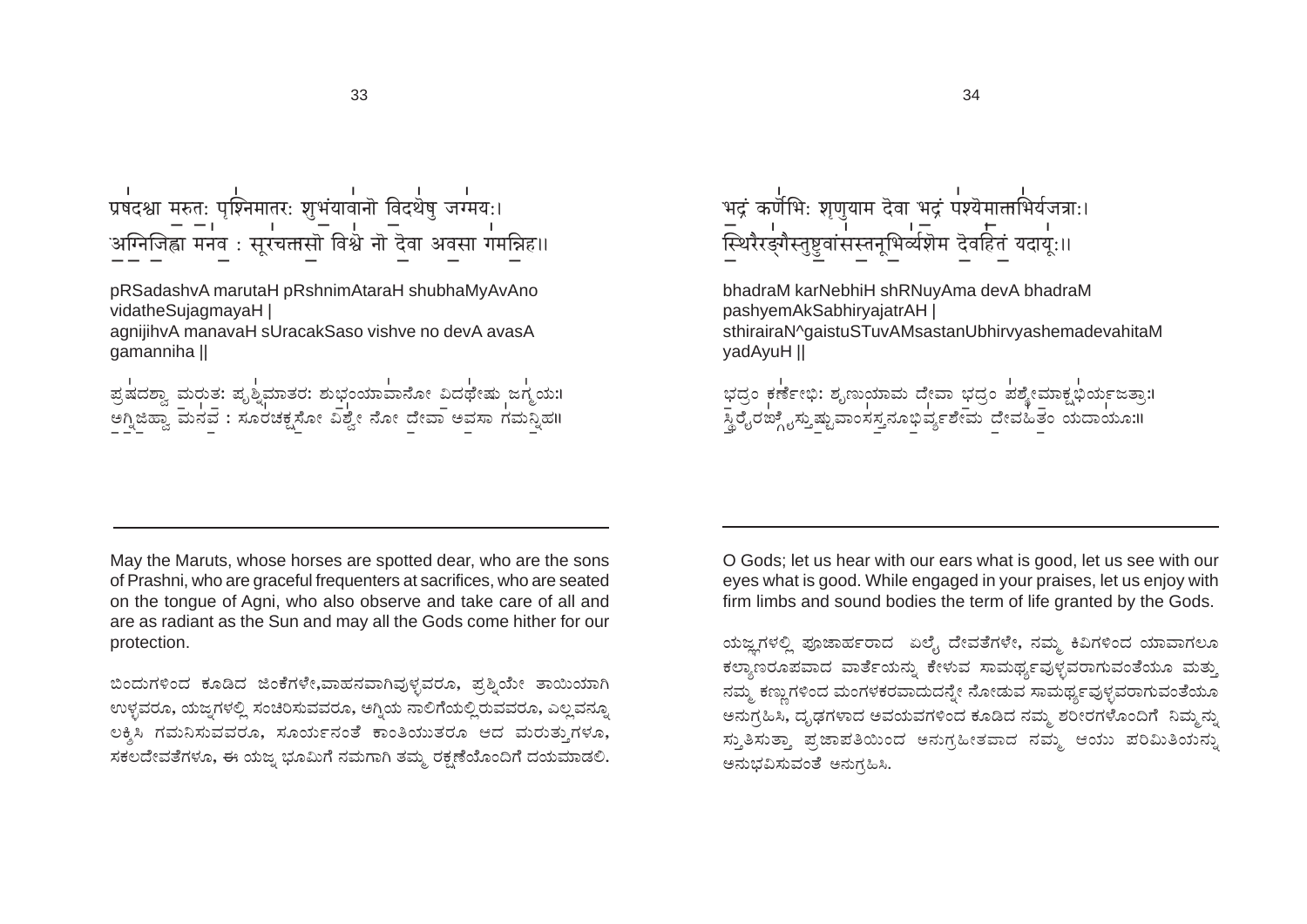प्रषदश्वा मरुतः पृश्निमातरः शुभंयावानो विदथेषु जग्मयः।
अग्निजिह्वा मनवः सूरचक्षसो विश्वे नो देवा अवसा गमन्निह॥

pRSadashvA marutaH pRshnimAtaraH shubhaMyAvAno vidatheSujagmayaH |
agnijihvA manavaH sUracakSaso vishve no devA avasA gamanniha ||

ಪ್ರಷದಶ್ವಾ ಮರುತಃ ಪೃಶ್ನಿಮಾತರಃ ಶುಭಂಯಾವಾನೋ ವಿದಥೇಷು ಜಗ್ಮಯಃ।
ಅಗ್ನಿಜಿಹ್ವಾ ಮನವಃ ಸೂರಚಕ್ಷಸೋ ವಿಶ್ವೇ ನೋ ದೇವಾ ಅವಸಾ ಗಮನ್ನಿಹ॥

---

May the Maruts, whose horses are spotted dear, who are the sons of Prashni, who are graceful frequenters at sacrifices, who are seated on the tongue of Agni, who also observe and take care of all and are as radiant as the Sun and may all the Gods come hither for our protection.

ಬಿಂದುಗಳಿಂದ ಕೂಡಿದ ಜಿಂಕೆಗಳೇ,ವಾಹನವಾಗಿವುಳ್ಳವರೂ, ಪ್ರಶ್ನಿಯೇ ತಾಯಿಯಾಗಿ ಉಳ್ಳವರೂ, ಯಜ್ಞಗಳಲ್ಲಿ ಸಂಚರಿಸುವವರೂ, ಅಗ್ನಿಯ ನಾಲಿಗೆಯಲ್ಲಿರುವವರೂ, ಎಲ್ಲವನ್ನೂ ಲಕ್ಷಿಸಿ ಗಮನಿಸುವವರೂ, ಸೂರ್ಯನಂತೆ ಕಾಂತಿಯುತರೂ ಆದ ಮರುತ್ತುಗಳೂ, ಸಕಲದೇವತೆಗಳೂ, ಈ ಯಜ್ಞ ಭೂಮಿಗೆ ನಮಗಾಗಿ ತಮ್ಮ ರಕ್ಷಣೆಯೊಂದಿಗೆ ದಯಮಾಡಲಿ.

भद्रं कर्णेभिः शृणुयाम देवा भद्रं पश्येमाक्षभिर्यजत्राः।
स्थिरैरङ्गैस्तुष्टुवांसस्तनूभिर्व्यशेम देवहितं यदायूः॥

bhadraM karNebhiH shRNuyAma devA bhadraM pashyemAkSabhiryajatrAH |
sthirairaN^gaistuSTuvAMsastanUbhirvyashemadevahitaM yadAyuH ||

ಭದ್ರಂ ಕರ್ಣೇಭಿಃ ಶೃಣುಯಾಮ ದೇವಾ ಭದ್ರಂ ಪಶ್ಯೇಮಾಕ್ಷಭಿರ್ಯಜತ್ರಾಃ।
ಸ್ಥಿರೈರಙ್ಗೈಸ್ತುಷ್ಟುವಾಂಸಸ್ತನೂಭಿರ್ವ್ಯಶೇಮ ದೇವಹಿತಂ ಯದಾಯೂಃ॥

---

O Gods; let us hear with our ears what is good, let us see with our eyes what is good. While engaged in your praises, let us enjoy with firm limbs and sound bodies the term of life granted by the Gods.

ಯಜ್ಞಗಳಲ್ಲಿ ಪೂಜಾರ್ಹರಾದ ಎಲೈ ದೇವತೆಗಳೇ, ನಮ್ಮ ಕಿವಿಗಳಿಂದ ಯಾವಾಗಲೂ ಕಲ್ಯಾಣರೂಪವಾದ ವಾರ್ತೆಯನ್ನು ಕೇಳುವ ಸಾಮರ್ಥ್ಯವುಳ್ಳವರಾಗುವಂತೆಯೂ ಮತ್ತು ನಮ್ಮ ಕಣ್ಣುಗಳಿಂದ ಮಂಗಳಕರವಾದುದನ್ನೇ ನೋಡುವ ಸಾಮರ್ಥ್ಯವುಳ್ಳವರಾಗುವಂತೆಯೂ ಅನುಗ್ರಹಿಸಿ, ದೃಢಗಳಾದ ಅವಯವಗಳಿಂದ ಕೂಡಿದ ನಮ್ಮ ಶರೀರಗಳೊಂದಿಗೆ ನಿಮ್ಮನ್ನು ಸ್ತುತಿಸುತ್ತಾ ಪ್ರಜಾಪತಿಯಿಂದ ಅನುಗ್ರಹೀತವಾದ ನಮ್ಮ ಆಯು ಪರಿಮಿತಿಯನ್ನು ಅನುಭವಿಸುವಂತೆ ಅನುಗ್ರಹಿಸಿ.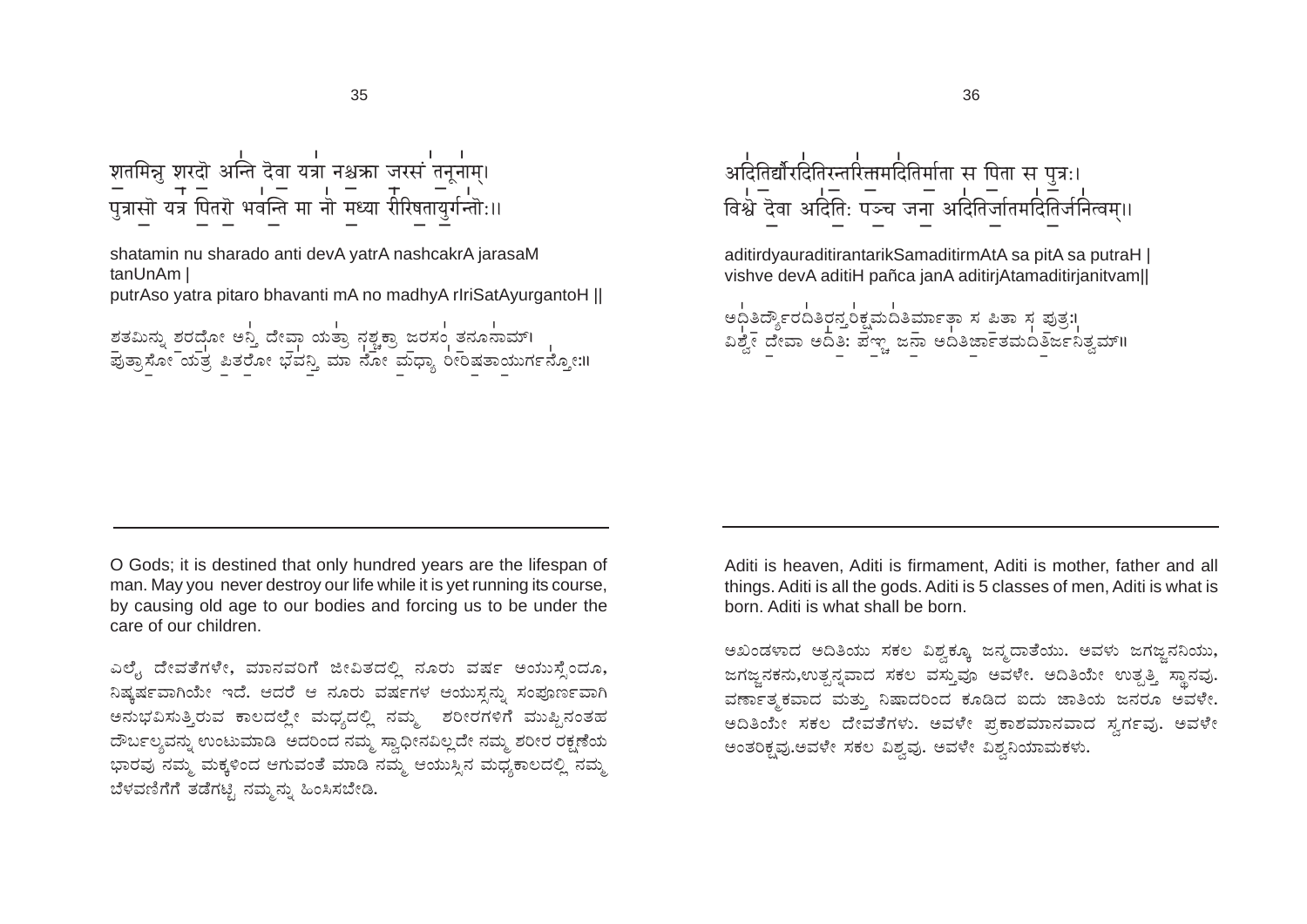शतमिन्नु शरदो अन्ति देवा यत्रा नश्चक्रा जरसं तनूनाम्।
पुत्रासो यत्र पितरो भवन्ति मा नो मध्या रीरिषतायुर्गन्तोः॥

shatamin nu sharado anti devA yatrA nashcakrA jarasaM tanUnAm |
putrAso yatra pitaro bhavanti mA no madhyA rIriSatAyurgantoH ||

ಶತಮಿನ್ನು ಶರದೋ ಅನ್ತಿ ದೇವಾ ಯತ್ರಾ ನಶ್ಚಕ್ರಾ ಜರಸಂ ತನೂನಾಮ್।
ಪುತ್ರಾಸೋ ಯತ್ರ ಪಿತರೋ ಭವನ್ತಿ ಮಾ ನೋ ಮಧ್ಯಾ ರೀರಿಷತಾಯುರ್ಗನ್ತೋಃ॥

---

O Gods; it is destined that only hundred years are the lifespan of man. May you never destroy our life while it is yet running its course, by causing old age to our bodies and forcing us to be under the care of our children.

ಎಲೈ ದೇವತೆಗಳೇ, ಮಾನವರಿಗೆ ಜೀವಿತದಲ್ಲಿ ನೂರು ವರ್ಷ ಆಯುಸ್ಸೆಂದೂ, ನಿಷ್ಕರ್ಷವಾಗಿಯೇ ಇದೆ. ಆದರೆ ಆ ನೂರು ವರ್ಷಗಳ ಆಯುಸ್ಸನ್ನು ಸಂಪೂರ್ಣವಾಗಿ ಅನುಭವಿಸುತ್ತಿರುವ ಕಾಲದಲ್ಲೇ ಮಧ್ಯದಲ್ಲಿ ನಮ್ಮ ಶರೀರಗಳಿಗೆ ಮುಪ್ಪಿನಂತಹ ದೌರ್ಬಲ್ಯವನ್ನು ಉಂಟುಮಾಡಿ ಅದರಿಂದ ನಮ್ಮ ಸ್ವಾಧೀನವಿಲ್ಲದೇ ನಮ್ಮ ಶರೀರ ರಕ್ಷಣೆಯ ಭಾರವು ನಮ್ಮ ಮಕ್ಕಳಿಂದ ಆಗುವಂತೆ ಮಾಡಿ ನಮ್ಮ ಆಯುಸ್ಸಿನ ಮಧ್ಯಕಾಲದಲ್ಲಿ ನಮ್ಮ ಬೆಳವಣಿಗೆಗೆ ತಡೆಗಟ್ಟಿ ನಮ್ಮನ್ನು ಹಿಂಸಿಸಬೇಡಿ.

अदितिर्द्यौरदितिरन्तरिक्षमदितिर्माता स पिता स पुत्रः।
विश्वे देवा अदितिः पञ्च जना अदितिर्जातमदितिर्जनित्वम्॥

aditirdyauraditirantarikSamaditirmAtA sa pitA sa putraH |
vishve devA aditiH pañca janA aditirjAtamaditirjanitvam||

ಅದಿತಿರ್ದ್ಯೌರದಿತಿರನ್ತರಿಕ್ಷಮದಿತಿರ್ಮಾತಾ ಸ ಪಿತಾ ಸ ಪುತ್ರಃ।
ವಿಶ್ವೇ ದೇವಾ ಅದಿತಿಃ ಪಞ್ಚ ಜನಾ ಅದಿತಿರ್ಜಾತಮದಿತಿರ್ಜನಿತ್ವಮ್॥

---

Aditi is heaven, Aditi is firmament, Aditi is mother, father and all things. Aditi is all the gods. Aditi is 5 classes of men, Aditi is what is born. Aditi is what shall be born.

ಅಖಂಡಳಾದ ಅದಿತಿಯು ಸಕಲ ವಿಶ್ವಕ್ಕೂ ಜನ್ಮದಾತೆಯು. ಅವಳು ಜಗಜ್ಜನನಿಯು, ಜಗಜ್ಜನಕನು,ಉತ್ಪನ್ನವಾದ ಸಕಲ ವಸ್ತುವೂ ಅವಳೇ. ಅದಿತಿಯೇ ಉತ್ಪತ್ತಿ ಸ್ಥಾನವು. ವರ್ಣಾತ್ಮಕವಾದ ಮತ್ತು ನಿಷಾದರಿಂದ ಕೂಡಿದ ಐದು ಜಾತಿಯ ಜನರೂ ಅವಳೇ. ಅದಿತಿಯೇ ಸಕಲ ದೇವತೆಗಳು. ಅವಳೇ ಪ್ರಕಾಶಮಾನವಾದ ಸ್ವರ್ಗವು. ಅವಳೇ ಅಂತರಿಕ್ಷವು.ಅವಳೇ ಸಕಲ ವಿಶ್ವವು. ಅವಳೇ ವಿಶ್ವನಿಯಾಮಕಳು.